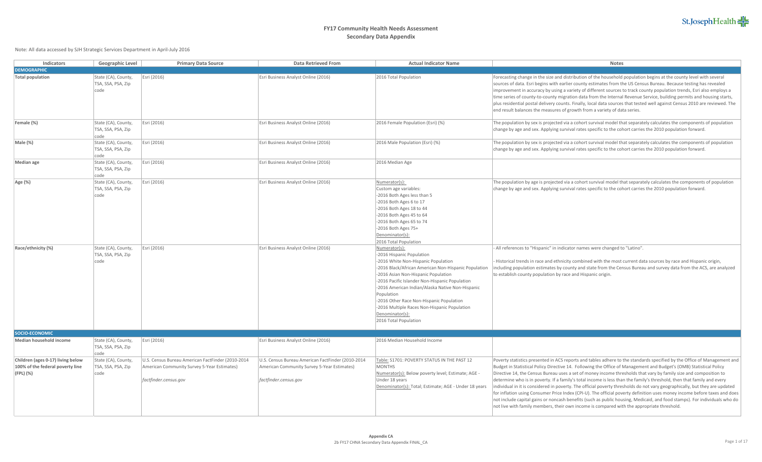# FY17 Community Health Needs Assessment
## Secondary Data Appendix

Note: All data accessed by SJH Strategic Services Department in April-July 2016

| Indicators | Geographic Level | Primary Data Source | Data Retrieved From | Actual Indicator Name | Notes |
|---|---|---|---|---|---|
| **DEMOGRAPHIC** | | | | | |
| **Total population** | State (CA), County, TSA, SSA, PSA, Zip code | Esri (2016) | Esri Business Analyst Online (2016) | 2016 Total Population | Forecasting change in the size and distribution of the household population begins at the county level with several sources of data. Esri begins with earlier county estimates from the US Census Bureau. Because testing has revealed improvement in accuracy by using a variety of different sources to track county population trends, Esri also employs a time series of county-to-county migration data from the Internal Revenue Service, building permits and housing starts, plus residential postal delivery counts. Finally, local data sources that tested well against Census 2010 are reviewed. The end result balances the measures of growth from a variety of data series. |
| **Female (%)** | State (CA), County, TSA, SSA, PSA, Zip code | Esri (2016) | Esri Business Analyst Online (2016) | 2016 Female Population (Esri) (%) | The population by sex is projected via a cohort survival model that separately calculates the components of population change by age and sex. Applying survival rates specific to the cohort carries the 2010 population forward. |
| **Male (%)** | State (CA), County, TSA, SSA, PSA, Zip code | Esri (2016) | Esri Business Analyst Online (2016) | 2016 Male Population (Esri) (%) | The population by sex is projected via a cohort survival model that separately calculates the components of population change by age and sex. Applying survival rates specific to the cohort carries the 2010 population forward. |
| **Median age** | State (CA), County, TSA, SSA, PSA, Zip code | Esri (2016) | Esri Business Analyst Online (2016) | 2016 Median Age | |
| **Age (%)** | State (CA), County, TSA, SSA, PSA, Zip code | Esri (2016) | Esri Business Analyst Online (2016) | Numerator(s):<br>Custom age variables:<br>-2016 Both Ages less than 5<br>-2016 Both Ages 6 to 17<br>-2016 Both Ages 18 to 44<br>-2016 Both Ages 45 to 64<br>-2016 Both Ages 65 to 74<br>-2016 Both Ages 75+<br>Denominator(s):<br>2016 Total Population | The population by age is projected via a cohort survival model that separately calculates the components of population change by age and sex. Applying survival rates specific to the cohort carries the 2010 population forward. |
| **Race/ethnicity (%)** | State (CA), County, TSA, SSA, PSA, Zip code | Esri (2016) | Esri Business Analyst Online (2016) | Numerator(s):<br>-2016 Hispanic Population<br>-2016 White Non-Hispanic Population<br>-2016 Black/African American Non-Hispanic Population<br>-2016 Asian Non-Hispanic Population<br>-2016 Pacific Islander Non-Hispanic Population<br>-2016 American Indian/Alaska Native Non-Hispanic Population<br>-2016 Other Race Non-Hispanic Population<br>-2016 Multiple Races Non-Hispanic Population<br>Denominator(s):<br>2016 Total Population | - All references to "Hispanic" in indicator names were changed to "Latino".<br><br>- Historical trends in race and ethnicity combined with the most current data sources by race and Hispanic origin, including population estimates by county and state from the Census Bureau and survey data from the ACS, are analyzed to establish county population by race and Hispanic origin. |
| **SOCIO-ECONOMIC** | | | | | |
| **Median household income** | State (CA), County, TSA, SSA, PSA, Zip code | Esri (2016) | Esri Business Analyst Online (2016) | 2016 Median Household Income | |
| **Children (ages 0-17) living below 100% of the federal poverty line (FPL) (%)** | State (CA), County, TSA, SSA, PSA, Zip code | U.S. Census Bureau American FactFinder (2010-2014 American Community Survey 5-Year Estimates)<br><br>*factfinder.census.gov* | U.S. Census Bureau American FactFinder (2010-2014 American Community Survey 5-Year Estimates)<br><br>*factfinder.census.gov* | Table: S1701: POVERTY STATUS IN THE PAST 12 MONTHS<br>Numerator(s): Below poverty level; Estimate; AGE - Under 18 years<br>Denominator(s): Total; Estimate; AGE - Under 18 years | Poverty statistics presented in ACS reports and tables adhere to the standards specified by the Office of Management and Budget in Statistical Policy Directive 14. Following the Office of Management and Budget's (OMB) Statistical Policy Directive 14, the Census Bureau uses a set of money income thresholds that vary by family size and composition to determine who is in poverty. If a family's total income is less than the family's threshold, then that family and every individual in it is considered in poverty. The official poverty thresholds do not vary geographically, but they are updated for inflation using Consumer Price Index (CPI-U). The official poverty definition uses money income before taxes and does not include capital gains or noncash benefits (such as public housing, Medicaid, and food stamps). For individuals who do not live with family members, their own income is compared with the appropriate threshold. |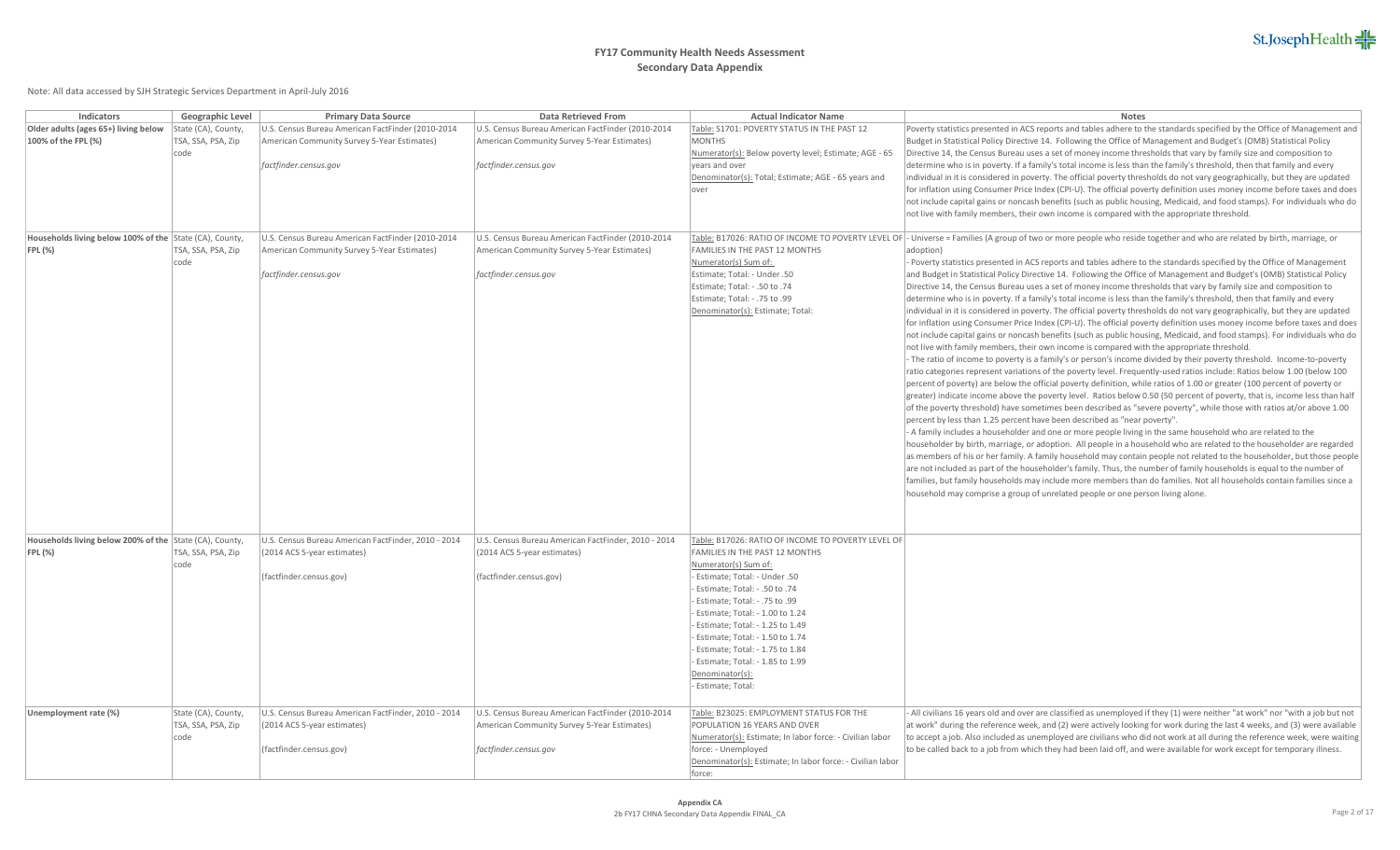# FY17 Community Health Needs Assessment

## Secondary Data Appendix

Note: All data accessed by SJH Strategic Services Department in April-July 2016

| Indicators | Geographic Level | Primary Data Source | Data Retrieved From | Actual Indicator Name | Notes |
|---|---|---|---|---|---|
| **Older adults (ages 65+) living below 100% of the FPL (%)** | State (CA), County, TSA, SSA, PSA, Zip code | U.S. Census Bureau American FactFinder (2010-2014 American Community Survey 5-Year Estimates)<br><br>*factfinder.census.gov* | U.S. Census Bureau American FactFinder (2010-2014 American Community Survey 5-Year Estimates)<br><br>*factfinder.census.gov* | Table: S1701: POVERTY STATUS IN THE PAST 12 MONTHS<br>Numerator(s): Below poverty level; Estimate; AGE - 65 years and over<br>Denominator(s): Total; Estimate; AGE - 65 years and over | Poverty statistics presented in ACS reports and tables adhere to the standards specified by the Office of Management and Budget in Statistical Policy Directive 14. Following the Office of Management and Budget's (OMB) Statistical Policy Directive 14, the Census Bureau uses a set of money income thresholds that vary by family size and composition to determine who is in poverty. If a family's total income is less than the family's threshold, then that family and every individual in it is considered in poverty. The official poverty thresholds do not vary geographically, but they are updated for inflation using Consumer Price Index (CPI-U). The official poverty definition uses money income before taxes and does not include capital gains or noncash benefits (such as public housing, Medicaid, and food stamps). For individuals who do not live with family members, their own income is compared with the appropriate threshold. |
| **Households living below 100% of the FPL (%)** | State (CA), County, TSA, SSA, PSA, Zip code | U.S. Census Bureau American FactFinder (2010-2014 American Community Survey 5-Year Estimates)<br><br>*factfinder.census.gov* | U.S. Census Bureau American FactFinder (2010-2014 American Community Survey 5-Year Estimates)<br><br>*factfinder.census.gov* | Table: B17026: RATIO OF INCOME TO POVERTY LEVEL OF FAMILIES IN THE PAST 12 MONTHS<br>Numerator(s) Sum of:<br>Estimate; Total: - Under .50<br>Estimate; Total: - .50 to .74<br>Estimate; Total: - .75 to .99<br>Denominator(s): Estimate; Total: | - Universe = Families (A group of two or more people who reside together and who are related by birth, marriage, or adoption)<br>- Poverty statistics presented in ACS reports and tables adhere to the standards specified by the Office of Management and Budget in Statistical Policy Directive 14. Following the Office of Management and Budget's (OMB) Statistical Policy Directive 14, the Census Bureau uses a set of money income thresholds that vary by family size and composition to determine who is in poverty. If a family's total income is less than the family's threshold, then that family and every individual in it is considered in poverty. The official poverty thresholds do not vary geographically, but they are updated for inflation using Consumer Price Index (CPI-U). The official poverty definition uses money income before taxes and does not include capital gains or noncash benefits (such as public housing, Medicaid, and food stamps). For individuals who do not live with family members, their own income is compared with the appropriate threshold.<br>- The ratio of income to poverty is a family's or person's income divided by their poverty threshold. Income-to-poverty ratio categories represent variations of the poverty level. Frequently-used ratios include: Ratios below 1.00 (below 100 percent of poverty) are below the official poverty definition, while ratios of 1.00 or greater (100 percent of poverty or greater) indicate income above the poverty level. Ratios below 0.50 (50 percent of poverty, that is, income less than half of the poverty threshold) have sometimes been described as "severe poverty", while those with ratios at/or above 1.00 percent by less than 1.25 percent have been described as "near poverty".<br>- A family includes a householder and one or more people living in the same household who are related to the householder by birth, marriage, or adoption. All people in a household who are related to the householder are regarded as members of his or her family. A family household may contain people not related to the householder, but those people are not included as part of the householder's family. Thus, the number of family households is equal to the number of families, but family households may include more members than do families. Not all households contain families since a household may comprise a group of unrelated people or one person living alone. |
| **Households living below 200% of the FPL (%)** | State (CA), County, TSA, SSA, PSA, Zip code | U.S. Census Bureau American FactFinder, 2010 - 2014 (2014 ACS 5-year estimates)<br><br>(factfinder.census.gov) | U.S. Census Bureau American FactFinder, 2010 - 2014 (2014 ACS 5-year estimates)<br><br>(factfinder.census.gov) | Table: B17026: RATIO OF INCOME TO POVERTY LEVEL OF FAMILIES IN THE PAST 12 MONTHS<br>Numerator(s) Sum of:<br>- Estimate; Total: - Under .50<br>- Estimate; Total: - .50 to .74<br>- Estimate; Total: - .75 to .99<br>- Estimate; Total: - 1.00 to 1.24<br>- Estimate; Total: - 1.25 to 1.49<br>- Estimate; Total: - 1.50 to 1.74<br>- Estimate; Total: - 1.75 to 1.84<br>- Estimate; Total: - 1.85 to 1.99<br>Denominator(s):<br>- Estimate; Total: | |
| **Unemployment rate (%)** | State (CA), County, TSA, SSA, PSA, Zip code | U.S. Census Bureau American FactFinder, 2010 - 2014 (2014 ACS 5-year estimates)<br><br>(factfinder.census.gov) | U.S. Census Bureau American FactFinder (2010-2014 American Community Survey 5-Year Estimates)<br><br>*factfinder.census.gov* | Table: B23025: EMPLOYMENT STATUS FOR THE POPULATION 16 YEARS AND OVER<br>Numerator(s): Estimate; In labor force: - Civilian labor force: - Unemployed<br>Denominator(s): Estimate; In labor force: - Civilian labor force: | - All civilians 16 years old and over are classified as unemployed if they (1) were neither "at work" nor "with a job but not at work" during the reference week, and (2) were actively looking for work during the last 4 weeks, and (3) were available to accept a job. Also included as unemployed are civilians who did not work at all during the reference week, were waiting to be called back to a job from which they had been laid off, and were available for work except for temporary illness. |

**Appendix CA**
2b FY17 CHNA Secondary Data Appendix FINAL_CA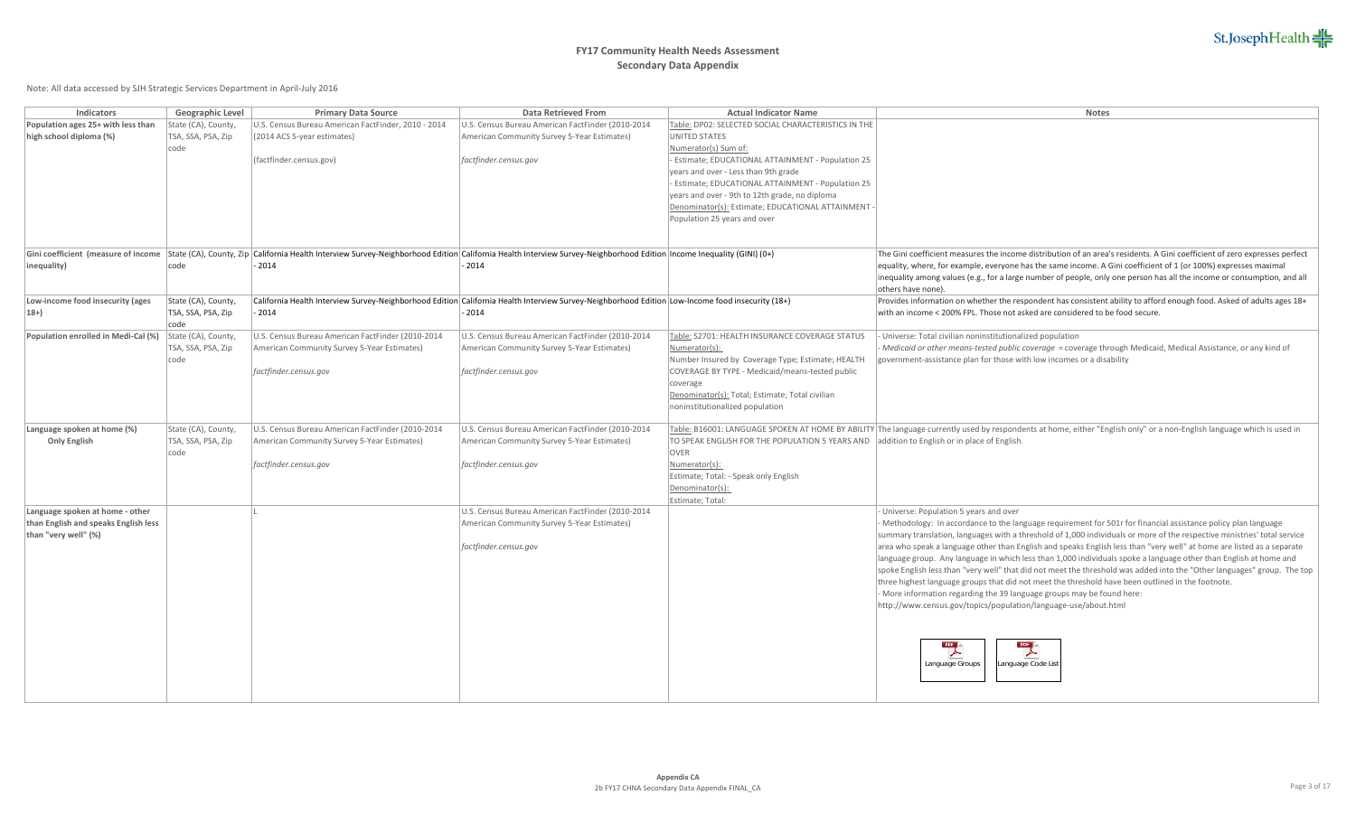# FY17 Community Health Needs Assessment
## Secondary Data Appendix

Note: All data accessed by SJH Strategic Services Department in April-July 2016

| Indicators | Geographic Level | Primary Data Source | Data Retrieved From | Actual Indicator Name | Notes |
|---|---|---|---|---|---|
| **Population ages 25+ with less than high school diploma (%)** | State (CA), County, TSA, SSA, PSA, Zip code | U.S. Census Bureau American FactFinder, 2010 - 2014 (2014 ACS 5-year estimates)<br><br>(factfinder.census.gov) | U.S. Census Bureau American FactFinder (2010-2014 American Community Survey 5-Year Estimates)<br><br>*factfinder.census.gov* | Table: DP02: SELECTED SOCIAL CHARACTERISTICS IN THE UNITED STATES<br>Numerator(s) Sum of:<br>- Estimate; EDUCATIONAL ATTAINMENT - Population 25 years and over - Less than 9th grade<br>- Estimate; EDUCATIONAL ATTAINMENT - Population 25 years and over - 9th to 12th grade, no diploma<br>Denominator(s): Estimate; EDUCATIONAL ATTAINMENT - Population 25 years and over | |
| **Gini coefficient (measure of income inequality)** | State (CA), County, Zip code | California Health Interview Survey-Neighborhood Edition - 2014 | California Health Interview Survey-Neighborhood Edition - 2014 | Income Inequality (GINI) (0+) | The Gini coefficient measures the income distribution of an area's residents. A Gini coefficient of zero expresses perfect equality, where, for example, everyone has the same income. A Gini coefficient of 1 (or 100%) expresses maximal inequality among values (e.g., for a large number of people, only one person has all the income or consumption, and all others have none). |
| **Low-income food insecurity (ages 18+)** | State (CA), County, TSA, SSA, PSA, Zip code | California Health Interview Survey-Neighborhood Edition - 2014 | California Health Interview Survey-Neighborhood Edition - 2014 | Low-Income food insecurity (18+) | Provides information on whether the respondent has consistent ability to afford enough food. Asked of adults ages 18+ with an income < 200% FPL. Those not asked are considered to be food secure. |
| **Population enrolled in Medi-Cal (%)** | State (CA), County, TSA, SSA, PSA, Zip code | U.S. Census Bureau American FactFinder (2010-2014 American Community Survey 5-Year Estimates)<br><br>*factfinder.census.gov* | U.S. Census Bureau American FactFinder (2010-2014 American Community Survey 5-Year Estimates)<br><br>*factfinder.census.gov* | Table: S2701: HEALTH INSURANCE COVERAGE STATUS<br>Numerator(s):<br>Number Insured by Coverage Type; Estimate; HEALTH COVERAGE BY TYPE - Medicaid/means-tested public coverage<br>Denominator(s): Total; Estimate; Total civilian noninstitutionalized population | - Universe: Total civilian noninstitutionalized population<br>- *Medicaid or other means-tested public coverage* = coverage through Medicaid, Medical Assistance, or any kind of government-assistance plan for those with low incomes or a disability |
| **Language spoken at home (%)**<br>**Only English** | State (CA), County, TSA, SSA, PSA, Zip code | U.S. Census Bureau American FactFinder (2010-2014 American Community Survey 5-Year Estimates)<br><br>*factfinder.census.gov* | U.S. Census Bureau American FactFinder (2010-2014 American Community Survey 5-Year Estimates)<br><br>*factfinder.census.gov* | Table: B16001: LANGUAGE SPOKEN AT HOME BY ABILITY TO SPEAK ENGLISH FOR THE POPULATION 5 YEARS AND OVER<br>Numerator(s):<br>Estimate; Total: - Speak only English<br>Denominator(s):<br>Estimate; Total: | The language currently used by respondents at home, either "English only" or a non-English language which is used in addition to English or in place of English. |
| **Language spoken at home - other than English and speaks English less than "very well" (%)** | | L | U.S. Census Bureau American FactFinder (2010-2014 American Community Survey 5-Year Estimates)<br><br>*factfinder.census.gov* | | - Universe: Population 5 years and over<br>- Methodology: In accordance to the language requirement for 501r for financial assistance policy plan language summary translation, languages with a threshold of 1,000 individuals or more of the respective ministries' total service area who speak a language other than English and speaks English less than "very well" at home are listed as a separate language group. Any language in which less than 1,000 individuals spoke a language other than English at home and spoke English less than "very well" that did not meet the threshold was added into the "Other languages" group. The top three highest language groups that did not meet the threshold have been outlined in the footnote.<br>- More information regarding the 39 language groups may be found here:<br>http://www.census.gov/topics/population/language-use/about.html<br><br>Language Groups &nbsp;&nbsp; Language Code List |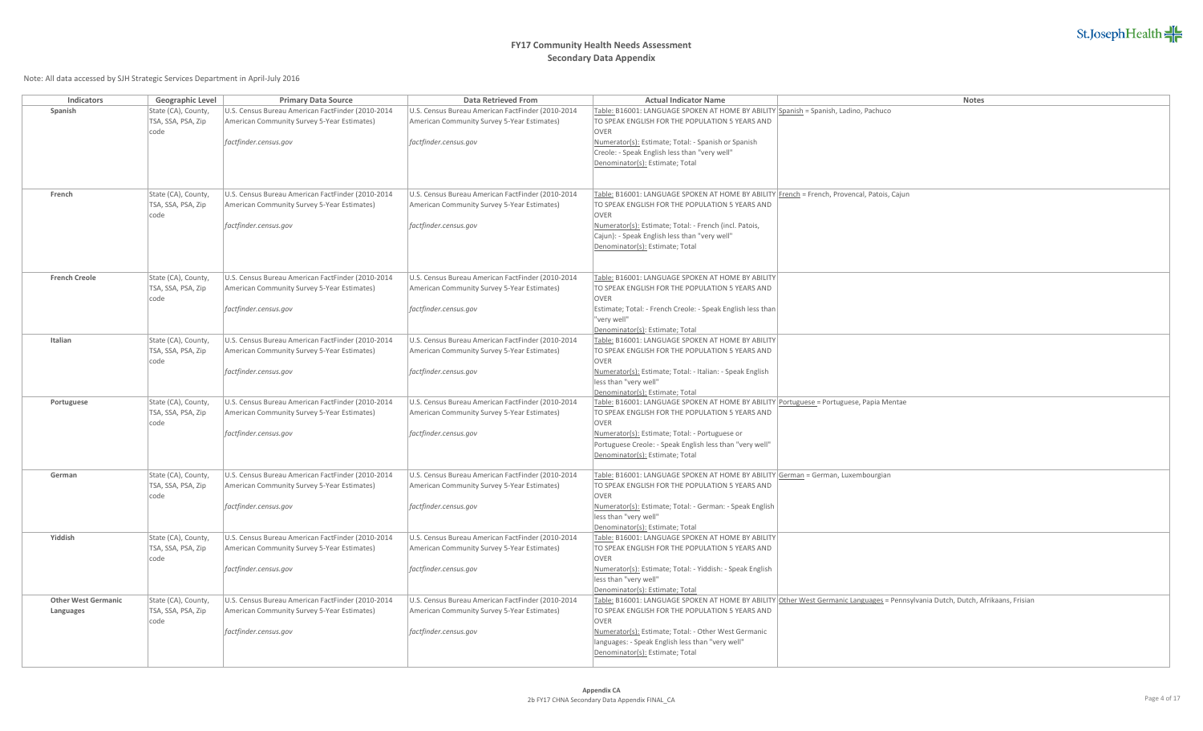# FY17 Community Health Needs Assessment
## Secondary Data Appendix

Note: All data accessed by SJH Strategic Services Department in April-July 2016

| Indicators | Geographic Level | Primary Data Source | Data Retrieved From | Actual Indicator Name | Notes |
|---|---|---|---|---|---|
| **Spanish** | State (CA), County, TSA, SSA, PSA, Zip code | U.S. Census Bureau American FactFinder (2010-2014 American Community Survey 5-Year Estimates)<br><br>*factfinder.census.gov* | U.S. Census Bureau American FactFinder (2010-2014 American Community Survey 5-Year Estimates)<br><br>*factfinder.census.gov* | Table: B16001: LANGUAGE SPOKEN AT HOME BY ABILITY TO SPEAK ENGLISH FOR THE POPULATION 5 YEARS AND OVER<br>Numerator(s): Estimate; Total: - Spanish or Spanish Creole: - Speak English less than "very well"<br>Denominator(s): Estimate; Total | Spanish = Spanish, Ladino, Pachuco |
| **French** | State (CA), County, TSA, SSA, PSA, Zip code | U.S. Census Bureau American FactFinder (2010-2014 American Community Survey 5-Year Estimates)<br><br>*factfinder.census.gov* | U.S. Census Bureau American FactFinder (2010-2014 American Community Survey 5-Year Estimates)<br><br>*factfinder.census.gov* | Table: B16001: LANGUAGE SPOKEN AT HOME BY ABILITY TO SPEAK ENGLISH FOR THE POPULATION 5 YEARS AND OVER<br>Numerator(s): Estimate; Total: - French (incl. Patois, Cajun): - Speak English less than "very well"<br>Denominator(s): Estimate; Total | French = French, Provencal, Patois, Cajun |
| **French Creole** | State (CA), County, TSA, SSA, PSA, Zip code | U.S. Census Bureau American FactFinder (2010-2014 American Community Survey 5-Year Estimates)<br><br>*factfinder.census.gov* | U.S. Census Bureau American FactFinder (2010-2014 American Community Survey 5-Year Estimates)<br><br>*factfinder.census.gov* | Table: B16001: LANGUAGE SPOKEN AT HOME BY ABILITY TO SPEAK ENGLISH FOR THE POPULATION 5 YEARS AND OVER<br>Estimate; Total: - French Creole: - Speak English less than "very well"<br>Denominator(s): Estimate; Total | |
| **Italian** | State (CA), County, TSA, SSA, PSA, Zip code | U.S. Census Bureau American FactFinder (2010-2014 American Community Survey 5-Year Estimates)<br><br>*factfinder.census.gov* | U.S. Census Bureau American FactFinder (2010-2014 American Community Survey 5-Year Estimates)<br><br>*factfinder.census.gov* | Table: B16001: LANGUAGE SPOKEN AT HOME BY ABILITY TO SPEAK ENGLISH FOR THE POPULATION 5 YEARS AND OVER<br>Numerator(s): Estimate; Total: - Italian: - Speak English less than "very well"<br>Denominator(s): Estimate; Total | |
| **Portuguese** | State (CA), County, TSA, SSA, PSA, Zip code | U.S. Census Bureau American FactFinder (2010-2014 American Community Survey 5-Year Estimates)<br><br>*factfinder.census.gov* | U.S. Census Bureau American FactFinder (2010-2014 American Community Survey 5-Year Estimates)<br><br>*factfinder.census.gov* | Table: B16001: LANGUAGE SPOKEN AT HOME BY ABILITY TO SPEAK ENGLISH FOR THE POPULATION 5 YEARS AND OVER<br>Numerator(s): Estimate; Total: - Portuguese or Portuguese Creole: - Speak English less than "very well"<br>Denominator(s): Estimate; Total | Portuguese = Portuguese, Papia Mentae |
| **German** | State (CA), County, TSA, SSA, PSA, Zip code | U.S. Census Bureau American FactFinder (2010-2014 American Community Survey 5-Year Estimates)<br><br>*factfinder.census.gov* | U.S. Census Bureau American FactFinder (2010-2014 American Community Survey 5-Year Estimates)<br><br>*factfinder.census.gov* | Table: B16001: LANGUAGE SPOKEN AT HOME BY ABILITY TO SPEAK ENGLISH FOR THE POPULATION 5 YEARS AND OVER<br>Numerator(s): Estimate; Total: - German: - Speak English less than "very well"<br>Denominator(s): Estimate; Total | German = German, Luxembourgian |
| **Yiddish** | State (CA), County, TSA, SSA, PSA, Zip code | U.S. Census Bureau American FactFinder (2010-2014 American Community Survey 5-Year Estimates)<br><br>*factfinder.census.gov* | U.S. Census Bureau American FactFinder (2010-2014 American Community Survey 5-Year Estimates)<br><br>*factfinder.census.gov* | Table: B16001: LANGUAGE SPOKEN AT HOME BY ABILITY TO SPEAK ENGLISH FOR THE POPULATION 5 YEARS AND OVER<br>Numerator(s): Estimate; Total: - Yiddish: - Speak English less than "very well"<br>Denominator(s): Estimate; Total | |
| **Other West Germanic Languages** | State (CA), County, TSA, SSA, PSA, Zip code | U.S. Census Bureau American FactFinder (2010-2014 American Community Survey 5-Year Estimates)<br><br>*factfinder.census.gov* | U.S. Census Bureau American FactFinder (2010-2014 American Community Survey 5-Year Estimates)<br><br>*factfinder.census.gov* | Table: B16001: LANGUAGE SPOKEN AT HOME BY ABILITY TO SPEAK ENGLISH FOR THE POPULATION 5 YEARS AND OVER<br>Numerator(s): Estimate; Total: - Other West Germanic languages: - Speak English less than "very well"<br>Denominator(s): Estimate; Total | Other West Germanic Languages = Pennsylvania Dutch, Dutch, Afrikaans, Frisian |

Appendix CA
2b FY17 CHNA Secondary Data Appendix FINAL_CA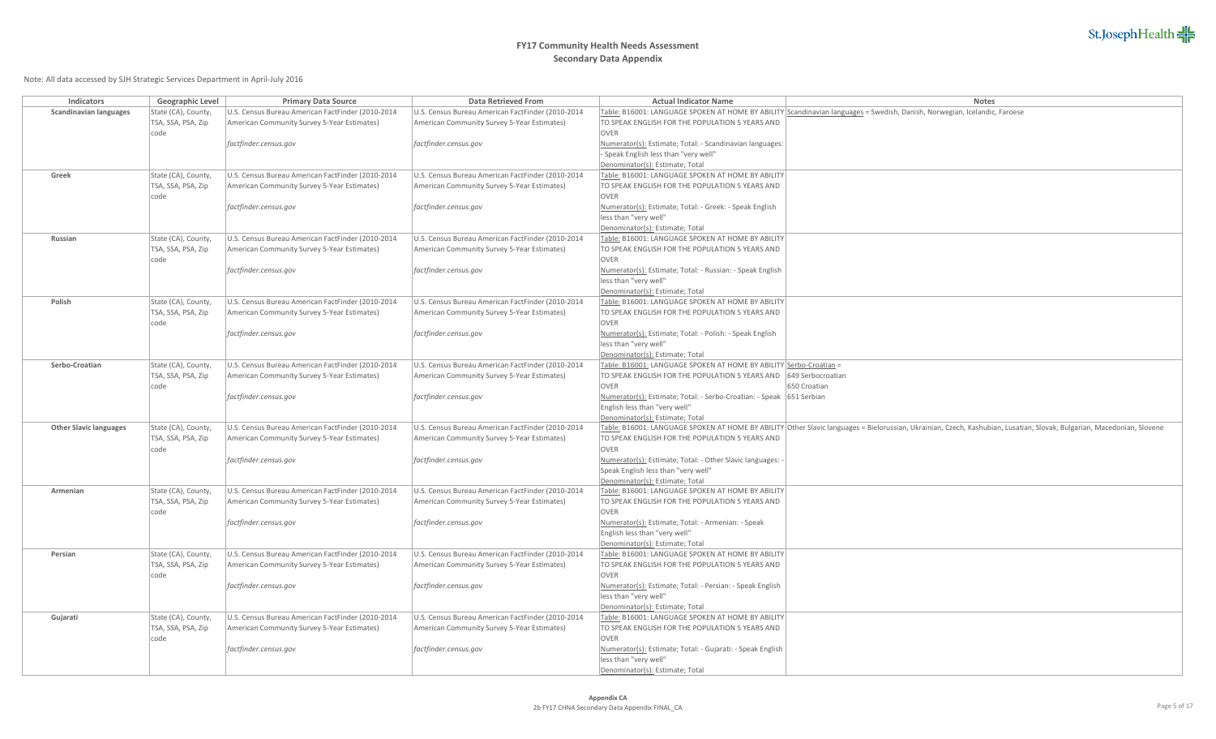# FY17 Community Health Needs Assessment
## Secondary Data Appendix

Note: All data accessed by SJH Strategic Services Department in April-July 2016

| Indicators | Geographic Level | Primary Data Source | Data Retrieved From | Actual Indicator Name | Notes |
|---|---|---|---|---|---|
| **Scandinavian languages** | State (CA), County, TSA, SSA, PSA, Zip code | U.S. Census Bureau American FactFinder (2010-2014 American Community Survey 5-Year Estimates) *factfinder.census.gov* | U.S. Census Bureau American FactFinder (2010-2014 American Community Survey 5-Year Estimates) *factfinder.census.gov* | Table: B16001: LANGUAGE SPOKEN AT HOME BY ABILITY TO SPEAK ENGLISH FOR THE POPULATION 5 YEARS AND OVER Numerator(s): Estimate; Total: - Scandinavian languages: - Speak English less than "very well" Denominator(s): Estimate; Total | Scandinavian languages = Swedish, Danish, Norwegian, Icelandic, Faroese |
| **Greek** | State (CA), County, TSA, SSA, PSA, Zip code | U.S. Census Bureau American FactFinder (2010-2014 American Community Survey 5-Year Estimates) *factfinder.census.gov* | U.S. Census Bureau American FactFinder (2010-2014 American Community Survey 5-Year Estimates) *factfinder.census.gov* | Table: B16001: LANGUAGE SPOKEN AT HOME BY ABILITY TO SPEAK ENGLISH FOR THE POPULATION 5 YEARS AND OVER Numerator(s): Estimate; Total: - Greek: - Speak English less than "very well" Denominator(s): Estimate; Total | |
| **Russian** | State (CA), County, TSA, SSA, PSA, Zip code | U.S. Census Bureau American FactFinder (2010-2014 American Community Survey 5-Year Estimates) *factfinder.census.gov* | U.S. Census Bureau American FactFinder (2010-2014 American Community Survey 5-Year Estimates) *factfinder.census.gov* | Table: B16001: LANGUAGE SPOKEN AT HOME BY ABILITY TO SPEAK ENGLISH FOR THE POPULATION 5 YEARS AND OVER Numerator(s): Estimate; Total: - Russian: - Speak English less than "very well" Denominator(s): Estimate; Total | |
| **Polish** | State (CA), County, TSA, SSA, PSA, Zip code | U.S. Census Bureau American FactFinder (2010-2014 American Community Survey 5-Year Estimates) *factfinder.census.gov* | U.S. Census Bureau American FactFinder (2010-2014 American Community Survey 5-Year Estimates) *factfinder.census.gov* | Table: B16001: LANGUAGE SPOKEN AT HOME BY ABILITY TO SPEAK ENGLISH FOR THE POPULATION 5 YEARS AND OVER Numerator(s): Estimate; Total: - Polish: - Speak English less than "very well" Denominator(s): Estimate; Total | |
| **Serbo-Croatian** | State (CA), County, TSA, SSA, PSA, Zip code | U.S. Census Bureau American FactFinder (2010-2014 American Community Survey 5-Year Estimates) *factfinder.census.gov* | U.S. Census Bureau American FactFinder (2010-2014 American Community Survey 5-Year Estimates) *factfinder.census.gov* | Table: B16001: LANGUAGE SPOKEN AT HOME BY ABILITY TO SPEAK ENGLISH FOR THE POPULATION 5 YEARS AND OVER Numerator(s): Estimate; Total: - Serbo-Croatian: - Speak English less than "very well" Denominator(s): Estimate; Total | Serbo-Croatian = 649 Serbocroatian 650 Croatian 651 Serbian |
| **Other Slavic languages** | State (CA), County, TSA, SSA, PSA, Zip code | U.S. Census Bureau American FactFinder (2010-2014 American Community Survey 5-Year Estimates) *factfinder.census.gov* | U.S. Census Bureau American FactFinder (2010-2014 American Community Survey 5-Year Estimates) *factfinder.census.gov* | Table: B16001: LANGUAGE SPOKEN AT HOME BY ABILITY TO SPEAK ENGLISH FOR THE POPULATION 5 YEARS AND OVER Numerator(s): Estimate; Total: - Other Slavic languages: - Speak English less than "very well" Denominator(s): Estimate; Total | Other Slavic languages = Bielorussian, Ukrainian, Czech, Kashubian, Lusatian, Slovak, Bulgarian, Macedonian, Slovene |
| **Armenian** | State (CA), County, TSA, SSA, PSA, Zip code | U.S. Census Bureau American FactFinder (2010-2014 American Community Survey 5-Year Estimates) *factfinder.census.gov* | U.S. Census Bureau American FactFinder (2010-2014 American Community Survey 5-Year Estimates) *factfinder.census.gov* | Table: B16001: LANGUAGE SPOKEN AT HOME BY ABILITY TO SPEAK ENGLISH FOR THE POPULATION 5 YEARS AND OVER Numerator(s): Estimate; Total: - Armenian: - Speak English less than "very well" Denominator(s): Estimate; Total | |
| **Persian** | State (CA), County, TSA, SSA, PSA, Zip code | U.S. Census Bureau American FactFinder (2010-2014 American Community Survey 5-Year Estimates) *factfinder.census.gov* | U.S. Census Bureau American FactFinder (2010-2014 American Community Survey 5-Year Estimates) *factfinder.census.gov* | Table: B16001: LANGUAGE SPOKEN AT HOME BY ABILITY TO SPEAK ENGLISH FOR THE POPULATION 5 YEARS AND OVER Numerator(s): Estimate; Total: - Persian: - Speak English less than "very well" Denominator(s): Estimate; Total | |
| **Gujarati** | State (CA), County, TSA, SSA, PSA, Zip code | U.S. Census Bureau American FactFinder (2010-2014 American Community Survey 5-Year Estimates) *factfinder.census.gov* | U.S. Census Bureau American FactFinder (2010-2014 American Community Survey 5-Year Estimates) *factfinder.census.gov* | Table: B16001: LANGUAGE SPOKEN AT HOME BY ABILITY TO SPEAK ENGLISH FOR THE POPULATION 5 YEARS AND OVER Numerator(s): Estimate; Total: - Gujarati: - Speak English less than "very well" Denominator(s): Estimate; Total | |

Appendix CA
2b FY17 CHNA Secondary Data Appendix FINAL_CA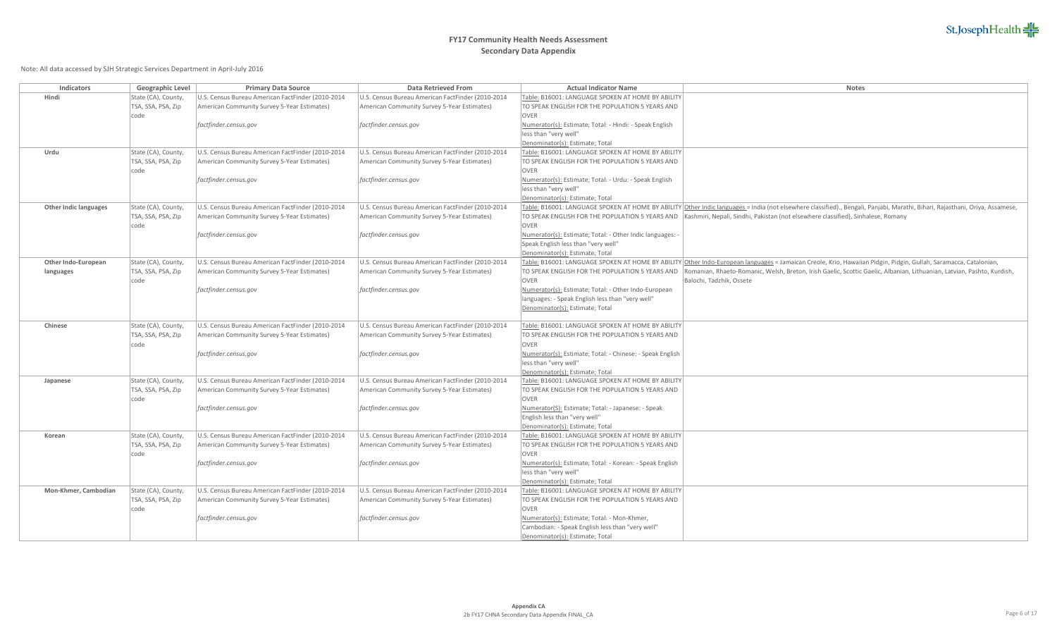# FY17 Community Health Needs Assessment

## Secondary Data Appendix

Note: All data accessed by SJH Strategic Services Department in April-July 2016

| Indicators | Geographic Level | Primary Data Source | Data Retrieved From | Actual Indicator Name | Notes |
|---|---|---|---|---|---|
| **Hindi** | State (CA), County, TSA, SSA, PSA, Zip code | U.S. Census Bureau American FactFinder (2010-2014 American Community Survey 5-Year Estimates) *factfinder.census.gov* | U.S. Census Bureau American FactFinder (2010-2014 American Community Survey 5-Year Estimates) *factfinder.census.gov* | Table: B16001: LANGUAGE SPOKEN AT HOME BY ABILITY TO SPEAK ENGLISH FOR THE POPULATION 5 YEARS AND OVER Numerator(s): Estimate; Total: - Hindi: - Speak English less than "very well" Denominator(s): Estimate; Total | |
| **Urdu** | State (CA), County, TSA, SSA, PSA, Zip code | U.S. Census Bureau American FactFinder (2010-2014 American Community Survey 5-Year Estimates) *factfinder.census.gov* | U.S. Census Bureau American FactFinder (2010-2014 American Community Survey 5-Year Estimates) *factfinder.census.gov* | Table: B16001: LANGUAGE SPOKEN AT HOME BY ABILITY TO SPEAK ENGLISH FOR THE POPULATION 5 YEARS AND OVER Numerator(s): Estimate; Total: - Urdu: - Speak English less than "very well" Denominator(s): Estimate; Total | |
| **Other Indic languages** | State (CA), County, TSA, SSA, PSA, Zip code | U.S. Census Bureau American FactFinder (2010-2014 American Community Survey 5-Year Estimates) *factfinder.census.gov* | U.S. Census Bureau American FactFinder (2010-2014 American Community Survey 5-Year Estimates) *factfinder.census.gov* | Table: B16001: LANGUAGE SPOKEN AT HOME BY ABILITY TO SPEAK ENGLISH FOR THE POPULATION 5 YEARS AND OVER Numerator(s): Estimate; Total: - Other Indic languages: - Speak English less than "very well" Denominator(s): Estimate; Total | Other Indic languages = India (not elsewhere classified)., Bengali, Panjabi, Marathi, Bihari, Rajasthani, Oriya, Assamese, Kashmiri, Nepali, Sindhi, Pakistan (not elsewhere classified), Sinhalese, Romany |
| **Other Indo-European languages** | State (CA), County, TSA, SSA, PSA, Zip code | U.S. Census Bureau American FactFinder (2010-2014 American Community Survey 5-Year Estimates) *factfinder.census.gov* | U.S. Census Bureau American FactFinder (2010-2014 American Community Survey 5-Year Estimates) *factfinder.census.gov* | Table: B16001: LANGUAGE SPOKEN AT HOME BY ABILITY TO SPEAK ENGLISH FOR THE POPULATION 5 YEARS AND OVER Numerator(s): Estimate; Total: - Other Indo-European languages: - Speak English less than "very well" Denominator(s): Estimate; Total | Other Indo-European languages = Jamaican Creole, Krio, Hawaiian Pidgin, Pidgin, Gullah, Saramacca, Catalonian, Romanian, Rhaeto-Romanic, Welsh, Breton, Irish Gaelic, Scottic Gaelic, Albanian, Lithuanian, Latvian, Pashto, Kurdish, Balochi, Tadzhik, Ossete |
| **Chinese** | State (CA), County, TSA, SSA, PSA, Zip code | U.S. Census Bureau American FactFinder (2010-2014 American Community Survey 5-Year Estimates) *factfinder.census.gov* | U.S. Census Bureau American FactFinder (2010-2014 American Community Survey 5-Year Estimates) *factfinder.census.gov* | Table: B16001: LANGUAGE SPOKEN AT HOME BY ABILITY TO SPEAK ENGLISH FOR THE POPULATION 5 YEARS AND OVER Numerator(s): Estimate; Total: - Chinese: - Speak English less than "very well" Denominator(s): Estimate; Total | |
| **Japanese** | State (CA), County, TSA, SSA, PSA, Zip code | U.S. Census Bureau American FactFinder (2010-2014 American Community Survey 5-Year Estimates) *factfinder.census.gov* | U.S. Census Bureau American FactFinder (2010-2014 American Community Survey 5-Year Estimates) *factfinder.census.gov* | Table: B16001: LANGUAGE SPOKEN AT HOME BY ABILITY TO SPEAK ENGLISH FOR THE POPULATION 5 YEARS AND OVER Numerator(S): Estimate; Total: - Japanese: - Speak English less than "very well" Denominator(s): Estimate; Total | |
| **Korean** | State (CA), County, TSA, SSA, PSA, Zip code | U.S. Census Bureau American FactFinder (2010-2014 American Community Survey 5-Year Estimates) *factfinder.census.gov* | U.S. Census Bureau American FactFinder (2010-2014 American Community Survey 5-Year Estimates) *factfinder.census.gov* | Table: B16001: LANGUAGE SPOKEN AT HOME BY ABILITY TO SPEAK ENGLISH FOR THE POPULATION 5 YEARS AND OVER Numerator(s): Estimate; Total: - Korean: - Speak English less than "very well" Denominator(s): Estimate; Total | |
| **Mon-Khmer, Cambodian** | State (CA), County, TSA, SSA, PSA, Zip code | U.S. Census Bureau American FactFinder (2010-2014 American Community Survey 5-Year Estimates) *factfinder.census.gov* | U.S. Census Bureau American FactFinder (2010-2014 American Community Survey 5-Year Estimates) *factfinder.census.gov* | Table: B16001: LANGUAGE SPOKEN AT HOME BY ABILITY TO SPEAK ENGLISH FOR THE POPULATION 5 YEARS AND OVER Numerator(s): Estimate; Total: - Mon-Khmer, Cambodian: - Speak English less than "very well" Denominator(s): Estimate; Total | |

**Appendix CA**

2b FY17 CHNA Secondary Data Appendix FINAL_CA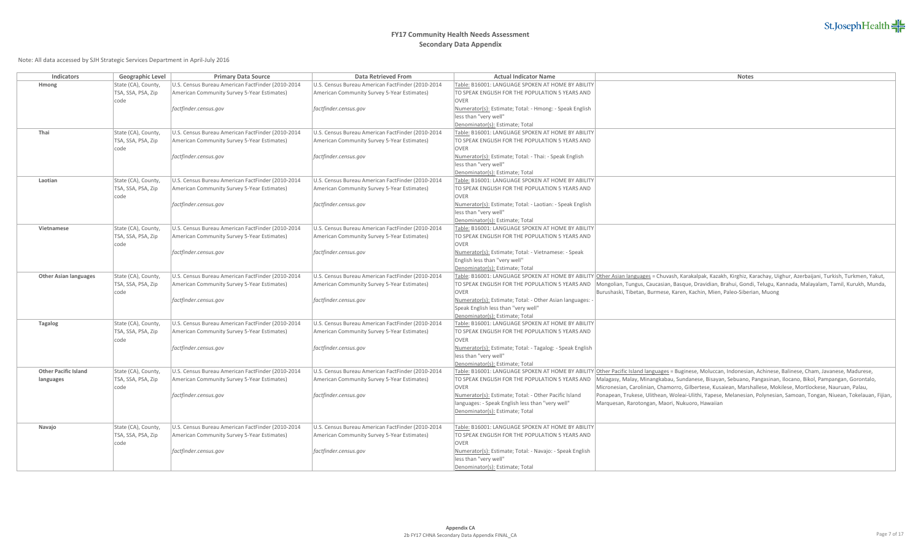# FY17 Community Health Needs Assessment
## Secondary Data Appendix

Note: All data accessed by SJH Strategic Services Department in April-July 2016

| Indicators | Geographic Level | Primary Data Source | Data Retrieved From | Actual Indicator Name | Notes |
|---|---|---|---|---|---|
| **Hmong** | State (CA), County, TSA, SSA, PSA, Zip code | U.S. Census Bureau American FactFinder (2010-2014 American Community Survey 5-Year Estimates) *factfinder.census.gov* | U.S. Census Bureau American FactFinder (2010-2014 American Community Survey 5-Year Estimates) *factfinder.census.gov* | Table: B16001: LANGUAGE SPOKEN AT HOME BY ABILITY TO SPEAK ENGLISH FOR THE POPULATION 5 YEARS AND OVER Numerator(s): Estimate; Total: - Hmong: - Speak English less than "very well" Denominator(s): Estimate; Total | |
| **Thai** | State (CA), County, TSA, SSA, PSA, Zip code | U.S. Census Bureau American FactFinder (2010-2014 American Community Survey 5-Year Estimates) *factfinder.census.gov* | U.S. Census Bureau American FactFinder (2010-2014 American Community Survey 5-Year Estimates) *factfinder.census.gov* | Table: B16001: LANGUAGE SPOKEN AT HOME BY ABILITY TO SPEAK ENGLISH FOR THE POPULATION 5 YEARS AND OVER Numerator(s): Estimate; Total: - Thai: - Speak English less than "very well" Denominator(s): Estimate; Total | |
| **Laotian** | State (CA), County, TSA, SSA, PSA, Zip code | U.S. Census Bureau American FactFinder (2010-2014 American Community Survey 5-Year Estimates) *factfinder.census.gov* | U.S. Census Bureau American FactFinder (2010-2014 American Community Survey 5-Year Estimates) *factfinder.census.gov* | Table: B16001: LANGUAGE SPOKEN AT HOME BY ABILITY TO SPEAK ENGLISH FOR THE POPULATION 5 YEARS AND OVER Numerator(s): Estimate; Total: - Laotian: - Speak English less than "very well" Denominator(s): Estimate; Total | |
| **Vietnamese** | State (CA), County, TSA, SSA, PSA, Zip code | U.S. Census Bureau American FactFinder (2010-2014 American Community Survey 5-Year Estimates) *factfinder.census.gov* | U.S. Census Bureau American FactFinder (2010-2014 American Community Survey 5-Year Estimates) *factfinder.census.gov* | Table: B16001: LANGUAGE SPOKEN AT HOME BY ABILITY TO SPEAK ENGLISH FOR THE POPULATION 5 YEARS AND OVER Numerator(s): Estimate; Total: - Vietnamese: - Speak English less than "very well" Denominator(s): Estimate; Total | |
| **Other Asian languages** | State (CA), County, TSA, SSA, PSA, Zip code | U.S. Census Bureau American FactFinder (2010-2014 American Community Survey 5-Year Estimates) *factfinder.census.gov* | U.S. Census Bureau American FactFinder (2010-2014 American Community Survey 5-Year Estimates) *factfinder.census.gov* | Table: B16001: LANGUAGE SPOKEN AT HOME BY ABILITY TO SPEAK ENGLISH FOR THE POPULATION 5 YEARS AND OVER Numerator(s): Estimate; Total: - Other Asian languages: - Speak English less than "very well" Denominator(s): Estimate; Total | Other Asian languages = Chuvash, Karakalpak, Kazakh, Kirghiz, Karachay, Uighur, Azerbaijani, Turkish, Turkmen, Yakut, Mongolian, Tungus, Caucasian, Basque, Dravidian, Brahui, Gondi, Telugu, Kannada, Malayalam, Tamil, Kurukh, Munda, Burushaski, Tibetan, Burmese, Karen, Kachin, Mien, Paleo-Siberian, Muong |
| **Tagalog** | State (CA), County, TSA, SSA, PSA, Zip code | U.S. Census Bureau American FactFinder (2010-2014 American Community Survey 5-Year Estimates) *factfinder.census.gov* | U.S. Census Bureau American FactFinder (2010-2014 American Community Survey 5-Year Estimates) *factfinder.census.gov* | Table: B16001: LANGUAGE SPOKEN AT HOME BY ABILITY TO SPEAK ENGLISH FOR THE POPULATION 5 YEARS AND OVER Numerator(s): Estimate; Total: - Tagalog: - Speak English less than "very well" Denominator(s): Estimate; Total | |
| **Other Pacific Island languages** | State (CA), County, TSA, SSA, PSA, Zip code | U.S. Census Bureau American FactFinder (2010-2014 American Community Survey 5-Year Estimates) *factfinder.census.gov* | U.S. Census Bureau American FactFinder (2010-2014 American Community Survey 5-Year Estimates) *factfinder.census.gov* | Table: B16001: LANGUAGE SPOKEN AT HOME BY ABILITY TO SPEAK ENGLISH FOR THE POPULATION 5 YEARS AND OVER Numerator(s): Estimate; Total: - Other Pacific Island languages: - Speak English less than "very well" Denominator(s): Estimate; Total | Other Pacific Island languages = Buginese, Moluccan, Indonesian, Achinese, Balinese, Cham, Javanese, Madurese, Malagasy, Malay, Minangkabau, Sundanese, Bisayan, Sebuano, Pangasinan, Ilocano, Bikol, Pampangan, Gorontalo, Micronesian, Carolinian, Chamorro, Gilbertese, Kusaiean, Marshallese, Mokilese, Mortlockese, Nauruan, Palau, Ponapean, Trukese, Ulithean, Woleai-Ulithi, Yapese, Melanesian, Polynesian, Samoan, Tongan, Niuean, Tokelauan, Fijian, Marquesan, Rarotongan, Maori, Nukuoro, Hawaiian |
| **Navajo** | State (CA), County, TSA, SSA, PSA, Zip code | U.S. Census Bureau American FactFinder (2010-2014 American Community Survey 5-Year Estimates) *factfinder.census.gov* | U.S. Census Bureau American FactFinder (2010-2014 American Community Survey 5-Year Estimates) *factfinder.census.gov* | Table: B16001: LANGUAGE SPOKEN AT HOME BY ABILITY TO SPEAK ENGLISH FOR THE POPULATION 5 YEARS AND OVER Numerator(s): Estimate; Total: - Navajo: - Speak English less than "very well" Denominator(s): Estimate; Total | |

Appendix CA
2b FY17 CHNA Secondary Data Appendix FINAL_CA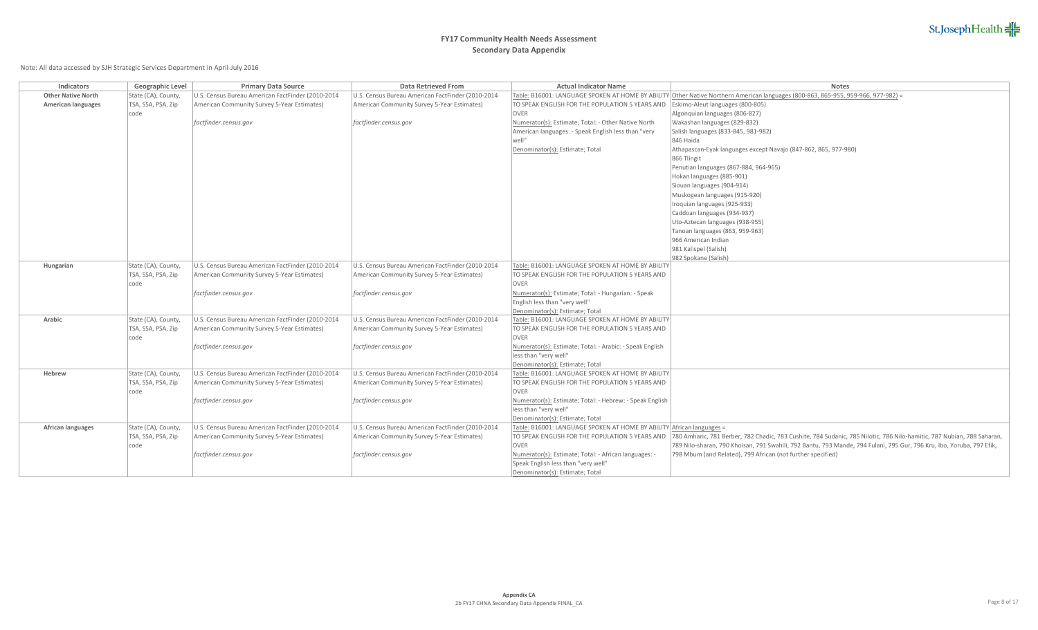# FY17 Community Health Needs Assessment
## Secondary Data Appendix

Note: All data accessed by SJH Strategic Services Department in April-July 2016

| Indicators | Geographic Level | Primary Data Source | Data Retrieved From | Actual Indicator Name | Notes |
|---|---|---|---|---|---|
| **Other Native North American languages** | State (CA), County, TSA, SSA, PSA, Zip code | U.S. Census Bureau American FactFinder (2010-2014 American Community Survey 5-Year Estimates)<br><br>*factfinder.census.gov* | U.S. Census Bureau American FactFinder (2010-2014 American Community Survey 5-Year Estimates)<br><br>*factfinder.census.gov* | Table: B16001: LANGUAGE SPOKEN AT HOME BY ABILITY TO SPEAK ENGLISH FOR THE POPULATION 5 YEARS AND OVER<br>Numerator(s): Estimate; Total: - Other Native North American languages: - Speak English less than "very well"<br>Denominator(s): Estimate; Total | Other Native Northern American languages (800-863, 865-955, 959-966, 977-982) =<br>Eskimo-Aleut languages (800-805)<br>Algonquian languages (806-827)<br>Wakashan languages (829-832)<br>Salish languages (833-845, 981-982)<br>846 Haida<br>Athapascan-Eyak languages except Navajo (847-862, 865, 977-980)<br>866 Tlingit<br>Penutian languages (867-884, 964-965)<br>Hokan languages (885-901)<br>Siouan languages (904-914)<br>Muskogean languages (915-920)<br>Iroquian languages (925-933)<br>Caddoan languages (934-937)<br>Uto-Aztecan languages (938-955)<br>Tanoan languages (863, 959-963)<br>966 American Indian<br>981 Kalispel (Salish)<br>982 Spokane (Salish) |
| **Hungarian** | State (CA), County, TSA, SSA, PSA, Zip code | U.S. Census Bureau American FactFinder (2010-2014 American Community Survey 5-Year Estimates)<br><br>*factfinder.census.gov* | U.S. Census Bureau American FactFinder (2010-2014 American Community Survey 5-Year Estimates)<br><br>*factfinder.census.gov* | Table: B16001: LANGUAGE SPOKEN AT HOME BY ABILITY TO SPEAK ENGLISH FOR THE POPULATION 5 YEARS AND OVER<br>Numerator(s): Estimate; Total: - Hungarian: - Speak English less than "very well"<br>Denominator(s): Estimate; Total | |
| **Arabic** | State (CA), County, TSA, SSA, PSA, Zip code | U.S. Census Bureau American FactFinder (2010-2014 American Community Survey 5-Year Estimates)<br><br>*factfinder.census.gov* | U.S. Census Bureau American FactFinder (2010-2014 American Community Survey 5-Year Estimates)<br><br>*factfinder.census.gov* | Table: B16001: LANGUAGE SPOKEN AT HOME BY ABILITY TO SPEAK ENGLISH FOR THE POPULATION 5 YEARS AND OVER<br>Numerator(s): Estimate; Total: - Arabic: - Speak English less than "very well"<br>Denominator(s): Estimate; Total | |
| **Hebrew** | State (CA), County, TSA, SSA, PSA, Zip code | U.S. Census Bureau American FactFinder (2010-2014 American Community Survey 5-Year Estimates)<br><br>*factfinder.census.gov* | U.S. Census Bureau American FactFinder (2010-2014 American Community Survey 5-Year Estimates)<br><br>*factfinder.census.gov* | Table: B16001: LANGUAGE SPOKEN AT HOME BY ABILITY TO SPEAK ENGLISH FOR THE POPULATION 5 YEARS AND OVER<br>Numerator(s): Estimate; Total: - Hebrew: - Speak English less than "very well"<br>Denominator(s): Estimate; Total | |
| **African languages** | State (CA), County, TSA, SSA, PSA, Zip code | U.S. Census Bureau American FactFinder (2010-2014 American Community Survey 5-Year Estimates)<br><br>*factfinder.census.gov* | U.S. Census Bureau American FactFinder (2010-2014 American Community Survey 5-Year Estimates)<br><br>*factfinder.census.gov* | Table: B16001: LANGUAGE SPOKEN AT HOME BY ABILITY TO SPEAK ENGLISH FOR THE POPULATION 5 YEARS AND OVER<br>Numerator(s): Estimate; Total: - African languages: - Speak English less than "very well"<br>Denominator(s): Estimate; Total | African languages =<br>780 Amharic, 781 Berber, 782 Chadic, 783 Cushite, 784 Sudanic, 785 Nilotic, 786 Nilo-hamitic, 787 Nubian, 788 Saharan, 789 Nilo-sharan, 790 Khoisan, 791 Swahili, 792 Bantu, 793 Mande, 794 Fulani, 795 Gur, 796 Kru, Ibo, Yoruba, 797 Efik, 798 Mbum (and Related), 799 African (not further specified) |

Appendix CA
2b FY17 CHNA Secondary Data Appendix FINAL_CA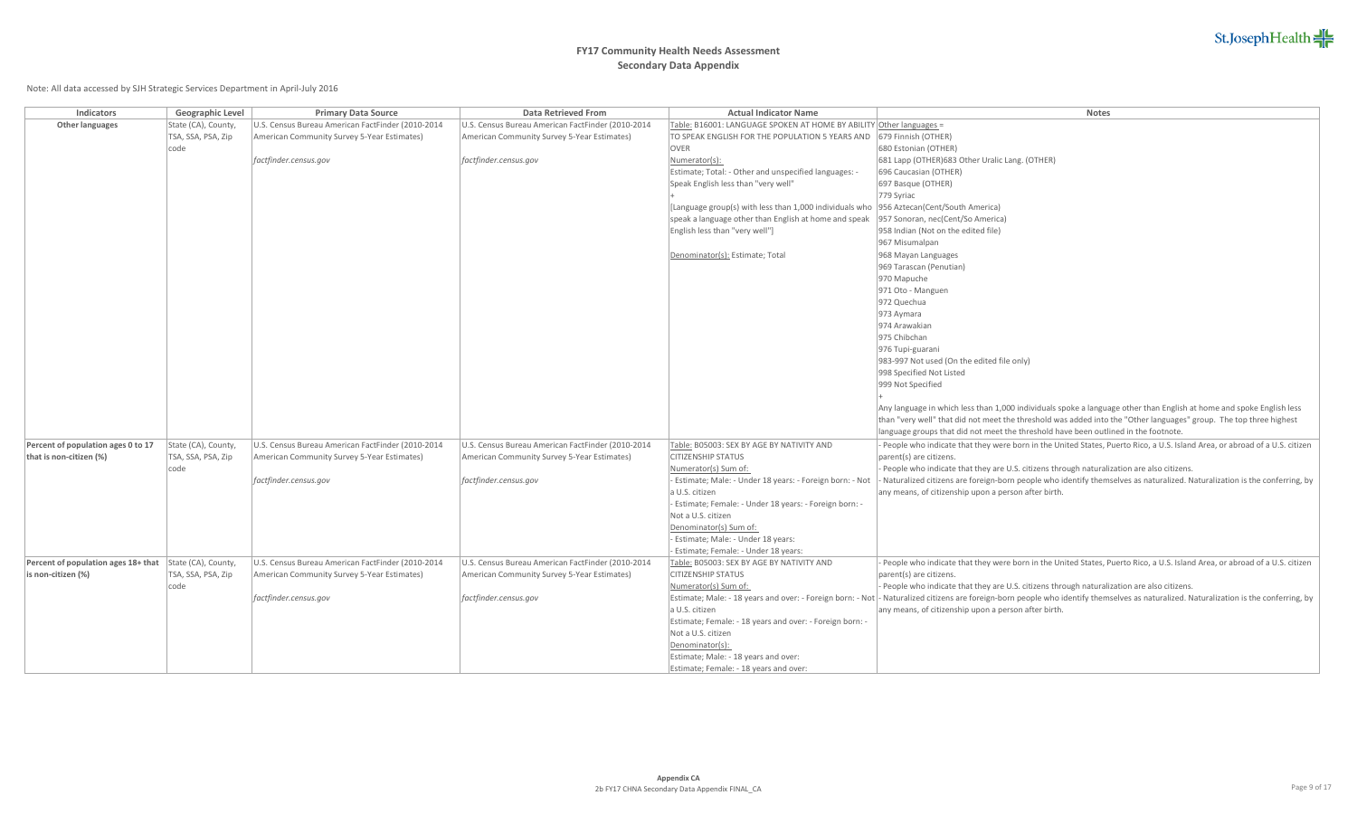# FY17 Community Health Needs Assessment
## Secondary Data Appendix

Note: All data accessed by SJH Strategic Services Department in April-July 2016

| Indicators | Geographic Level | Primary Data Source | Data Retrieved From | Actual Indicator Name | Notes |
|---|---|---|---|---|---|
| **Other languages** | State (CA), County, TSA, SSA, PSA, Zip code | U.S. Census Bureau American FactFinder (2010-2014 American Community Survey 5-Year Estimates)<br><br>*factfinder.census.gov* | U.S. Census Bureau American FactFinder (2010-2014 American Community Survey 5-Year Estimates)<br><br>*factfinder.census.gov* | Table: B16001: LANGUAGE SPOKEN AT HOME BY ABILITY TO SPEAK ENGLISH FOR THE POPULATION 5 YEARS AND OVER<br>Numerator(s):<br>Estimate; Total: - Other and unspecified languages: - Speak English less than "very well"<br>+<br>[Language group(s) with less than 1,000 individuals who speak a language other than English at home and speak English less than "very well"]<br><br>Denominator(s): Estimate; Total | Other languages =<br>679 Finnish (OTHER)<br>680 Estonian (OTHER)<br>681 Lapp (OTHER)683 Other Uralic Lang. (OTHER)<br>696 Caucasian (OTHER)<br>697 Basque (OTHER)<br>779 Syriac<br>956 Aztecan(Cent/South America)<br>957 Sonoran, nec(Cent/So America)<br>958 Indian (Not on the edited file)<br>967 Misumalpan<br>968 Mayan Languages<br>969 Tarascan (Penutian)<br>970 Mapuche<br>971 Oto - Manguen<br>972 Quechua<br>973 Aymara<br>974 Arawakian<br>975 Chibchan<br>976 Tupi-guarani<br>983-997 Not used (On the edited file only)<br>998 Specified Not Listed<br>999 Not Specified<br>+<br>Any language in which less than 1,000 individuals spoke a language other than English at home and spoke English less than "very well" that did not meet the threshold was added into the "Other languages" group. The top three highest language groups that did not meet the threshold have been outlined in the footnote. |
| **Percent of population ages 0 to 17 that is non-citizen (%)** | State (CA), County, TSA, SSA, PSA, Zip code | U.S. Census Bureau American FactFinder (2010-2014 American Community Survey 5-Year Estimates)<br><br>*factfinder.census.gov* | U.S. Census Bureau American FactFinder (2010-2014 American Community Survey 5-Year Estimates)<br><br>*factfinder.census.gov* | Table: B05003: SEX BY AGE BY NATIVITY AND CITIZENSHIP STATUS<br>Numerator(s) Sum of:<br>- Estimate; Male: - Under 18 years: - Foreign born: - Not a U.S. citizen<br>- Estimate; Female: - Under 18 years: - Foreign born: - Not a U.S. citizen<br>Denominator(s) Sum of:<br>- Estimate; Male: - Under 18 years:<br>- Estimate; Female: - Under 18 years: | - People who indicate that they were born in the United States, Puerto Rico, a U.S. Island Area, or abroad of a U.S. citizen parent(s) are citizens.<br>- People who indicate that they are U.S. citizens through naturalization are also citizens.<br>- Naturalized citizens are foreign-born people who identify themselves as naturalized. Naturalization is the conferring, by any means, of citizenship upon a person after birth. |
| **Percent of population ages 18+ that is non-citizen (%)** | State (CA), County, TSA, SSA, PSA, Zip code | U.S. Census Bureau American FactFinder (2010-2014 American Community Survey 5-Year Estimates)<br><br>*factfinder.census.gov* | U.S. Census Bureau American FactFinder (2010-2014 American Community Survey 5-Year Estimates)<br><br>*factfinder.census.gov* | Table: B05003: SEX BY AGE BY NATIVITY AND CITIZENSHIP STATUS<br>Numerator(s) Sum of:<br>Estimate; Male: - 18 years and over: - Foreign born: - Not a U.S. citizen<br>Estimate; Female: - 18 years and over: - Foreign born: - Not a U.S. citizen<br>Denominator(s):<br>Estimate; Male: - 18 years and over:<br>Estimate; Female: - 18 years and over: | - People who indicate that they were born in the United States, Puerto Rico, a U.S. Island Area, or abroad of a U.S. citizen parent(s) are citizens.<br>- People who indicate that they are U.S. citizens through naturalization are also citizens.<br>- Naturalized citizens are foreign-born people who identify themselves as naturalized. Naturalization is the conferring, by any means, of citizenship upon a person after birth. |

Appendix CA
2b FY17 CHNA Secondary Data Appendix FINAL_CA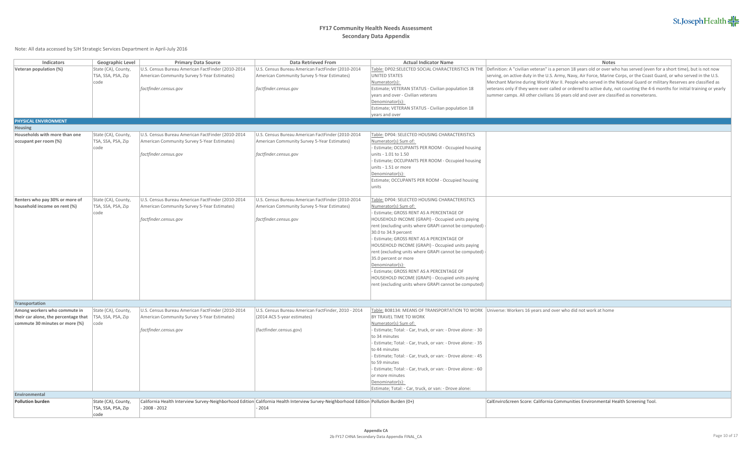# FY17 Community Health Needs Assessment
## Secondary Data Appendix

Note: All data accessed by SJH Strategic Services Department in April-July 2016

| Indicators | Geographic Level | Primary Data Source | Data Retrieved From | Actual Indicator Name | Notes |
|---|---|---|---|---|---|
| **Veteran population (%)** | State (CA), County, TSA, SSA, PSA, Zip code | U.S. Census Bureau American FactFinder (2010-2014 American Community Survey 5-Year Estimates)<br><br>*factfinder.census.gov* | U.S. Census Bureau American FactFinder (2010-2014 American Community Survey 5-Year Estimates)<br><br>*factfinder.census.gov* | Table: DP02:SELECTED SOCIAL CHARACTERISTICS IN THE UNITED STATES<br>Numerator(s):<br>Estimate; VETERAN STATUS - Civilian population 18 years and over - Civilian veterans<br>Denominator(s):<br>Estimate; VETERAN STATUS - Civilian population 18 years and over | Definition: A "civilian veteran" is a person 18 years old or over who has served (even for a short time), but is not now serving, on active duty in the U.S. Army, Navy, Air Force, Marine Corps, or the Coast Guard, or who served in the U.S. Merchant Marine during World War II. People who served in the National Guard or military Reserves are classified as veterans only if they were ever called or ordered to active duty, not counting the 4-6 months for initial training or yearly summer camps. All other civilians 16 years old and over are classified as nonveterans. |
| **PHYSICAL ENVIRONMENT** | | | | | |
| **Housing** | | | | | |
| **Households with more than one occupant per room (%)** | State (CA), County, TSA, SSA, PSA, Zip code | U.S. Census Bureau American FactFinder (2010-2014 American Community Survey 5-Year Estimates)<br><br>*factfinder.census.gov* | U.S. Census Bureau American FactFinder (2010-2014 American Community Survey 5-Year Estimates)<br><br>*factfinder.census.gov* | Table: DP04: SELECTED HOUSING CHARACTERISTICS<br>Numerator(s) Sum of:<br>- Estimate; OCCUPANTS PER ROOM - Occupied housing units - 1.01 to 1.50<br>- Estimate; OCCUPANTS PER ROOM - Occupied housing units - 1.51 or more<br>Denominator(s):<br>Estimate; OCCUPANTS PER ROOM - Occupied housing units | |
| **Renters who pay 30% or more of household income on rent (%)** | State (CA), County, TSA, SSA, PSA, Zip code | U.S. Census Bureau American FactFinder (2010-2014 American Community Survey 5-Year Estimates)<br><br>*factfinder.census.gov* | U.S. Census Bureau American FactFinder (2010-2014 American Community Survey 5-Year Estimates)<br><br>*factfinder.census.gov* | Table: DP04: SELECTED HOUSING CHARACTERISTICS<br>Numerator(s) Sum of:<br>- Estimate; GROSS RENT AS A PERCENTAGE OF HOUSEHOLD INCOME (GRAPI) - Occupied units paying rent (excluding units where GRAPI cannot be computed) - 30.0 to 34.9 percent<br>- Estimate; GROSS RENT AS A PERCENTAGE OF HOUSEHOLD INCOME (GRAPI) - Occupied units paying rent (excluding units where GRAPI cannot be computed) - 35.0 percent or more<br>Denominator(s):<br>- Estimate; GROSS RENT AS A PERCENTAGE OF HOUSEHOLD INCOME (GRAPI) - Occupied units paying rent (excluding units where GRAPI cannot be computed) | |
| **Transportation** | | | | | |
| **Among workers who commute in their car alone, the percentage that commute 30 minutes or more (%)** | State (CA), County, TSA, SSA, PSA, Zip code | U.S. Census Bureau American FactFinder (2010-2014 American Community Survey 5-Year Estimates)<br><br>*factfinder.census.gov* | U.S. Census Bureau American FactFinder, 2010 - 2014 (2014 ACS 5-year estimates)<br><br>(factfinder.census.gov) | Table: B08134: MEANS OF TRANSPORTATION TO WORK BY TRAVEL TIME TO WORK<br>Numerator(s) Sum of:<br>- Estimate; Total: - Car, truck, or van: - Drove alone: - 30 to 34 minutes<br>- Estimate; Total: - Car, truck, or van: - Drove alone: - 35 to 44 minutes<br>- Estimate; Total: - Car, truck, or van: - Drove alone: - 45 to 59 minutes<br>- Estimate; Total: - Car, truck, or van: - Drove alone: - 60 or more minutes<br>Denominator(s):<br>Estimate; Total: - Car, truck, or van: - Drove alone: | Universe: Workers 16 years and over who did not work at home |
| **Environmental** | | | | | |
| **Pollution burden** | State (CA), County, TSA, SSA, PSA, Zip code | California Health Interview Survey-Neighborhood Edition - 2008 - 2012 | California Health Interview Survey-Neighborhood Edition - 2014 | Pollution Burden (0+) | CalEnviroScreen Score: California Communities Environmental Health Screening Tool. |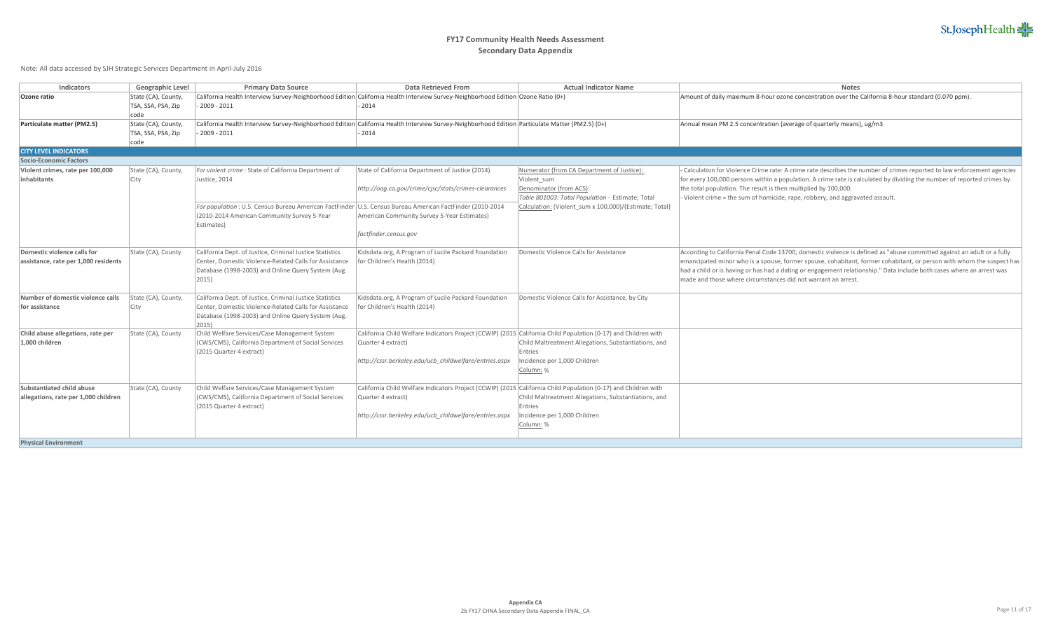# FY17 Community Health Needs Assessment
## Secondary Data Appendix

Note: All data accessed by SJH Strategic Services Department in April-July 2016

| Indicators | Geographic Level | Primary Data Source | Data Retrieved From | Actual Indicator Name | Notes |
|---|---|---|---|---|---|
| **Ozone ratio** | State (CA), County, TSA, SSA, PSA, Zip code | California Health Interview Survey-Neighborhood Edition - 2009 - 2011 | California Health Interview Survey-Neighborhood Edition - 2014 | Ozone Ratio (0+) | Amount of daily maximum 8-hour ozone concentration over the California 8-hour standard (0.070 ppm). |
| **Particulate matter (PM2.5)** | State (CA), County, TSA, SSA, PSA, Zip code | California Health Interview Survey-Neighborhood Edition - 2009 - 2011 | California Health Interview Survey-Neighborhood Edition - 2014 | Particulate Matter (PM2.5) (0+) | Annual mean PM 2.5 concentration (average of quarterly means), ug/m3 |
| **CITY LEVEL INDICATORS** | | | | | |
| **Socio-Economic Factors** | | | | | |
| **Violent crimes, rate per 100,000 inhabitants** | State (CA), County, City | *For violent crime* : State of California Department of Justice, 2014<br><br>*For population* : U.S. Census Bureau American FactFinder (2010-2014 American Community Survey 5-Year Estimates) | State of California Department of Justice (2014)<br><br>*http://oag.ca.gov/crime/cjsc/stats/crimes-clearances*<br><br>U.S. Census Bureau American FactFinder (2010-2014 American Community Survey 5-Year Estimates)<br><br>*factfinder.census.gov* | Numerator (from CA Department of Justice): Violent_sum<br>Denominator (from ACS): *Table B01003: Total Population* - Estimate; Total<br>Calculation: (Violent_sum x 100,000)/(Estimate; Total) | - Calculation for Violence Crime rate: A crime rate describes the number of crimes reported to law enforcement agencies for every 100,000 persons within a population. A crime rate is calculated by dividing the number of reported crimes by the total population. The result is then multiplied by 100,000.<br>- Violent crime = the sum of homicide, rape, robbery, and aggravated assault. |
| **Domestic violence calls for assistance, rate per 1,000 residents** | State (CA), County | California Dept. of Justice, Criminal Justice Statistics Center, Domestic Violence-Related Calls for Assistance Database (1998-2003) and Online Query System (Aug. 2015) | Kidsdata.org, A Program of Lucile Packard Foundation for Children's Health (2014) | Domestic Violence Calls for Assistance | According to California Penal Code 13700, domestic violence is defined as "abuse committed against an adult or a fully emancipated minor who is a spouse, former spouse, cohabitant, former cohabitant, or person with whom the suspect has had a child or is having or has had a dating or engagement relationship." Data include both cases where an arrest was made and those where circumstances did not warrant an arrest. |
| **Number of domestic violence calls for assistance** | State (CA), County, City | California Dept. of Justice, Criminal Justice Statistics Center, Domestic Violence-Related Calls for Assistance Database (1998-2003) and Online Query System (Aug. 2015) | Kidsdata.org, A Program of Lucile Packard Foundation for Children's Health (2014) | Domestic Violence Calls for Assistance, by City | |
| **Child abuse allegations, rate per 1,000 children** | State (CA), County | Child Welfare Services/Case Management System (CWS/CMS), California Department of Social Services (2015 Quarter 4 extract) | California Child Welfare Indicators Project (CCWIP) (2015 Quarter 4 extract)<br><br>*http://cssr.berkeley.edu/ucb_childwelfare/entries.aspx* | California Child Population (0-17) and Children with Child Maltreatment Allegations, Substantiations, and Entries<br>Incidence per 1,000 Children<br>Column: % | |
| **Substantiated child abuse allegations, rate per 1,000 children** | State (CA), County | Child Welfare Services/Case Management System (CWS/CMS), California Department of Social Services (2015 Quarter 4 extract) | California Child Welfare Indicators Project (CCWIP) (2015 Quarter 4 extract)<br><br>*http://cssr.berkeley.edu/ucb_childwelfare/entries.aspx* | California Child Population (0-17) and Children with Child Maltreatment Allegations, Substantiations, and Entries<br>Incidence per 1,000 Children<br>Column: % | |
| **Physical Environment** | | | | | |

Appendix CA
2b FY17 CHNA Secondary Data Appendix FINAL_CA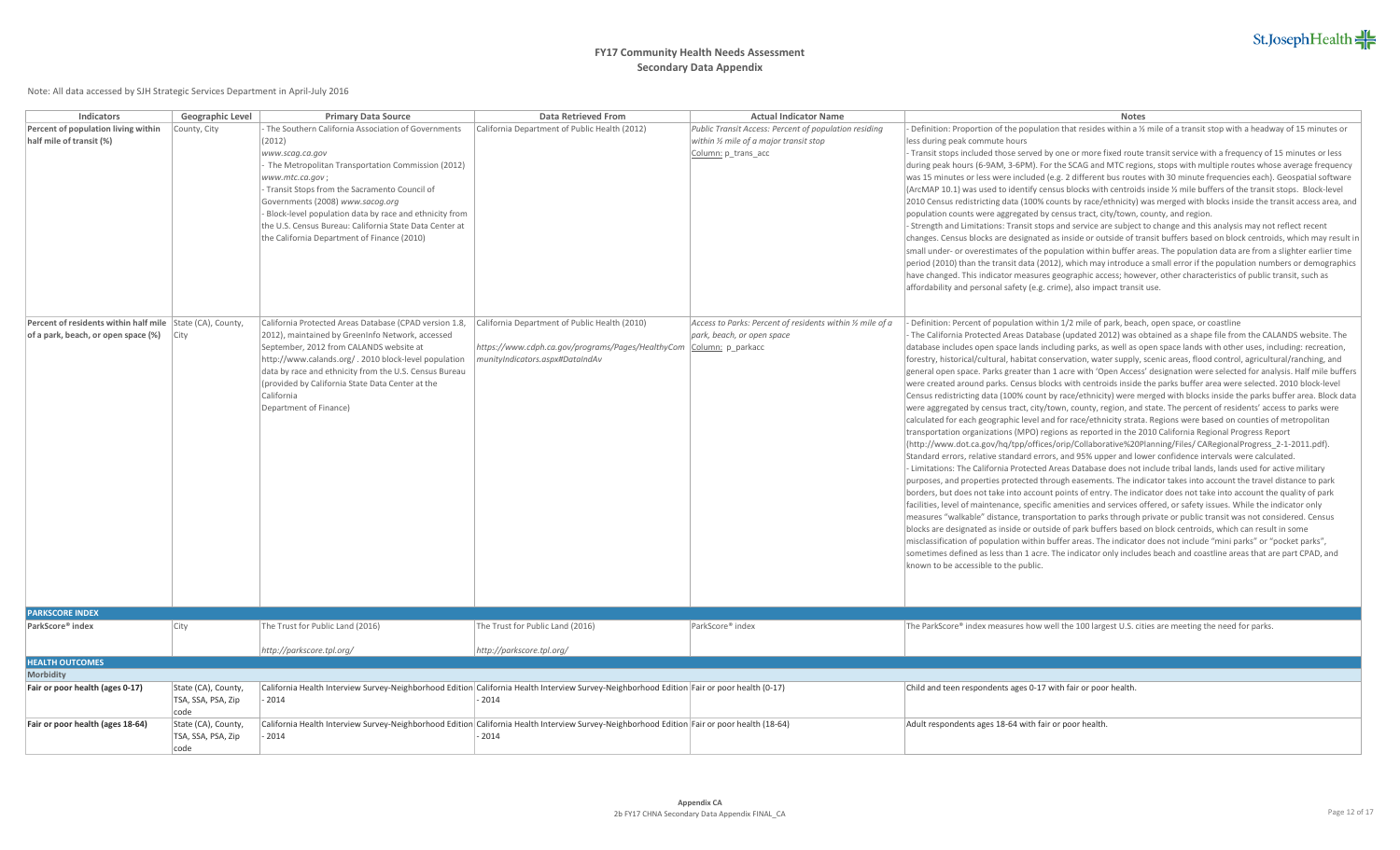# FY17 Community Health Needs Assessment
## Secondary Data Appendix

Note: All data accessed by SJH Strategic Services Department in April-July 2016

| Indicators | Geographic Level | Primary Data Source | Data Retrieved From | Actual Indicator Name | Notes |
|---|---|---|---|---|---|
| **Percent of population living within half mile of transit (%)** | County, City | - The Southern California Association of Governments (2012) *www.scag.ca.gov* - The Metropolitan Transportation Commission (2012) *www.mtc.ca.gov*; - Transit Stops from the Sacramento Council of Governments (2008) *www.sacog.org* - Block-level population data by race and ethnicity from the U.S. Census Bureau: California State Data Center at the California Department of Finance (2010) | California Department of Public Health (2012) | *Public Transit Access: Percent of population residing within ½ mile of a major transit stop* Column: p_trans_acc | - Definition: Proportion of the population that resides within a ½ mile of a transit stop with a headway of 15 minutes or less during peak commute hours - Transit stops included those served by one or more fixed route transit service with a frequency of 15 minutes or less during peak hours (6-9AM, 3-6PM). For the SCAG and MTC regions, stops with multiple routes whose average frequency was 15 minutes or less were included (e.g. 2 different bus routes with 30 minute frequencies each). Geospatial software (ArcMAP 10.1) was used to identify census blocks with centroids inside ½ mile buffers of the transit stops. Block-level 2010 Census redistricting data (100% counts by race/ethnicity) was merged with blocks inside the transit access area, and population counts were aggregated by census tract, city/town, county, and region. - Strength and Limitations: Transit stops and service are subject to change and this analysis may not reflect recent changes. Census blocks are designated as inside or outside of transit buffers based on block centroids, which may result in small under- or overestimates of the population within buffer areas. The population data are from a slighter earlier time period (2010) than the transit data (2012), which may introduce a small error if the population numbers or demographics have changed. This indicator measures geographic access; however, other characteristics of public transit, such as affordability and personal safety (e.g. crime), also impact transit use. |
| **Percent of residents within half mile of a park, beach, or open space (%)** | State (CA), County, City | California Protected Areas Database (CPAD version 1.8, 2012), maintained by GreenInfo Network, accessed September, 2012 from CALANDS website at http://www.calands.org/ . 2010 block-level population data by race and ethnicity from the U.S. Census Bureau (provided by California State Data Center at the California Department of Finance) | California Department of Public Health (2010) *https://www.cdph.ca.gov/programs/Pages/HealthyCommunityIndicators.aspx#DataIndAv* | *Access to Parks: Percent of residents within ½ mile of a park, beach, or open space* Column: p_parkacc | - Definition: Percent of population within 1/2 mile of park, beach, open space, or coastline - The California Protected Areas Database (updated 2012) was obtained as a shape file from the CALANDS website. The database includes open space lands including parks, as well as open space lands with other uses, including: recreation, forestry, historical/cultural, habitat conservation, water supply, scenic areas, flood control, agricultural/ranching, and general open space. Parks greater than 1 acre with 'Open Access' designation were selected for analysis. Half mile buffers were created around parks. Census blocks with centroids inside the parks buffer area were selected. 2010 block-level Census redistricting data (100% count by race/ethnicity) were merged with blocks inside the parks buffer area. Block data were aggregated by census tract, city/town, county, region, and state. The percent of residents' access to parks were calculated for each geographic level and for race/ethnicity strata. Regions were based on counties of metropolitan transportation organizations (MPO) regions as reported in the 2010 California Regional Progress Report (http://www.dot.ca.gov/hq/tpp/offices/orip/Collaborative%20Planning/Files/ CARegionalProgress_2-1-2011.pdf). Standard errors, relative standard errors, and 95% upper and lower confidence intervals were calculated. - Limitations: The California Protected Areas Database does not include tribal lands, lands used for active military purposes, and properties protected through easements. The indicator takes into account the travel distance to park borders, but does not take into account points of entry. The indicator does not take into account the quality of park facilities, level of maintenance, specific amenities and services offered, or safety issues. While the indicator only measures "walkable" distance, transportation to parks through private or public transit was not considered. Census blocks are designated as inside or outside of park buffers based on block centroids, which can result in some misclassification of population within buffer areas. The indicator does not include "mini parks" or "pocket parks", sometimes defined as less than 1 acre. The indicator only includes beach and coastline areas that are part CPAD, and known to be accessible to the public. |
| **PARKSCORE INDEX** | | | | | |
| **ParkScore® index** | City | The Trust for Public Land (2016) *http://parkscore.tpl.org/* | The Trust for Public Land (2016) *http://parkscore.tpl.org/* | ParkScore® index | The ParkScore® index measures how well the 100 largest U.S. cities are meeting the need for parks. |
| **HEALTH OUTCOMES** | | | | | |
| **Morbidity** | | | | | |
| **Fair or poor health (ages 0-17)** | State (CA), County, TSA, SSA, PSA, Zip code | California Health Interview Survey-Neighborhood Edition - 2014 | California Health Interview Survey-Neighborhood Edition - 2014 | Fair or poor health (0-17) | Child and teen respondents ages 0-17 with fair or poor health. |
| **Fair or poor health (ages 18-64)** | State (CA), County, TSA, SSA, PSA, Zip code | California Health Interview Survey-Neighborhood Edition - 2014 | California Health Interview Survey-Neighborhood Edition - 2014 | Fair or poor health (18-64) | Adult respondents ages 18-64 with fair or poor health. |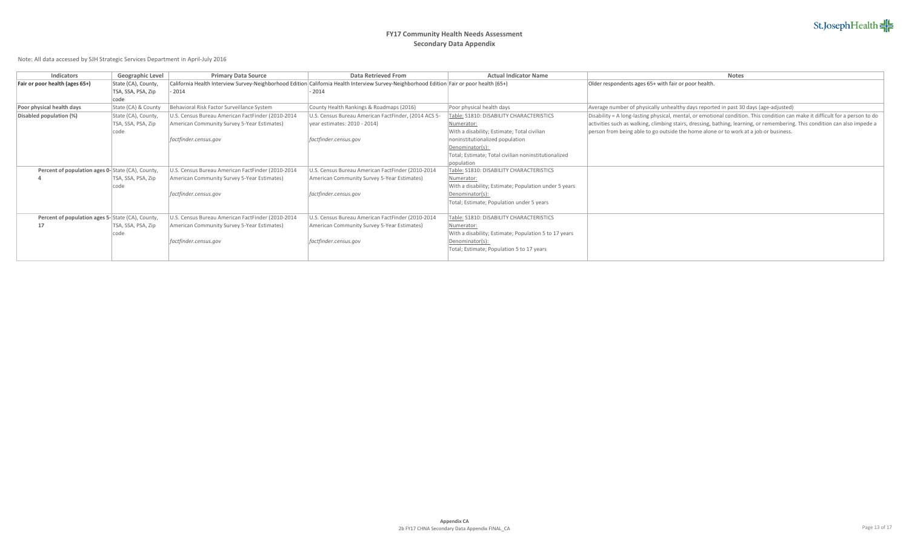# FY17 Community Health Needs Assessment
## Secondary Data Appendix

Note: All data accessed by SJH Strategic Services Department in April-July 2016

| Indicators | Geographic Level | Primary Data Source | Data Retrieved From | Actual Indicator Name | Notes |
|---|---|---|---|---|---|
| **Fair or poor health (ages 65+)** | State (CA), County, TSA, SSA, PSA, Zip code | California Health Interview Survey-Neighborhood Edition - 2014 | California Health Interview Survey-Neighborhood Edition - 2014 | Fair or poor health (65+) | Older respondents ages 65+ with fair or poor health. |
| **Poor physical health days** | State (CA) & County | Behavioral Risk Factor Surveillance System | County Health Rankings & Roadmaps (2016) | Poor physical health days | Average number of physically unhealthy days reported in past 30 days (age-adjusted) |
| **Disabled population (%)** | State (CA), County, TSA, SSA, PSA, Zip code | U.S. Census Bureau American FactFinder (2010-2014 American Community Survey 5-Year Estimates) *factfinder.census.gov* | U.S. Census Bureau American FactFinder, (2014 ACS 5-year estimates: 2010 - 2014) *factfinder.census.gov* | Table: S1810: DISABILITY CHARACTERISTICS Numerator: With a disability; Estimate; Total civilian noninstitutionalized population Denominator(s): Total; Estimate; Total civilian noninstitutionalized population | Disability = A long-lasting physical, mental, or emotional condition. This condition can make it difficult for a person to do activities such as walking, climbing stairs, dressing, bathing, learning, or remembering. This condition can also impede a person from being able to go outside the home alone or to work at a job or business. |
| **Percent of population ages 0-4** | State (CA), County, TSA, SSA, PSA, Zip code | U.S. Census Bureau American FactFinder (2010-2014 American Community Survey 5-Year Estimates) *factfinder.census.gov* | U.S. Census Bureau American FactFinder (2010-2014 American Community Survey 5-Year Estimates) *factfinder.census.gov* | Table: S1810: DISABILITY CHARACTERISTICS Numerator: With a disability; Estimate; Population under 5 years Denominator(s): Total; Estimate; Population under 5 years | |
| **Percent of population ages 5-17** | State (CA), County, TSA, SSA, PSA, Zip code | U.S. Census Bureau American FactFinder (2010-2014 American Community Survey 5-Year Estimates) *factfinder.census.gov* | U.S. Census Bureau American FactFinder (2010-2014 American Community Survey 5-Year Estimates) *factfinder.census.gov* | Table: S1810: DISABILITY CHARACTERISTICS Numerator: With a disability; Estimate; Population 5 to 17 years Denominator(s): Total; Estimate; Population 5 to 17 years | |

**Appendix CA**
2b FY17 CHNA Secondary Data Appendix FINAL_CA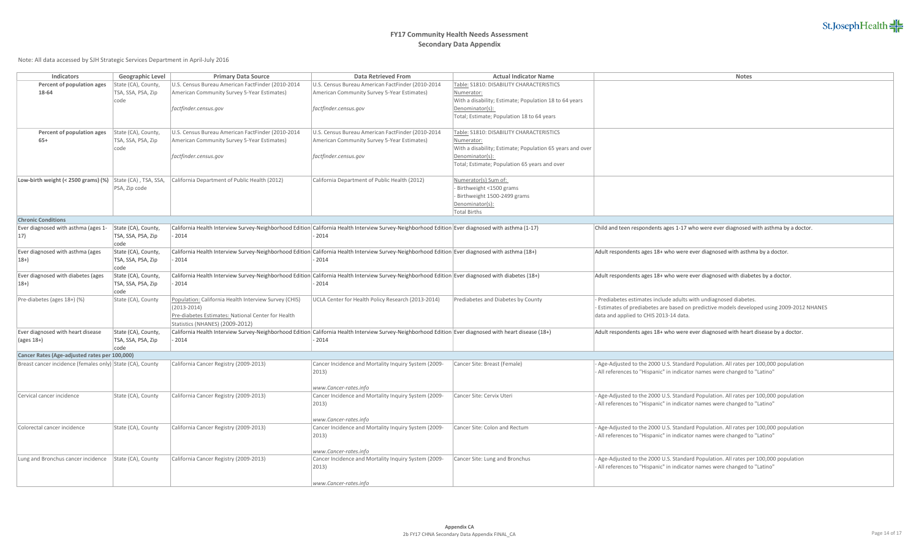# FY17 Community Health Needs Assessment
## Secondary Data Appendix

Note: All data accessed by SJH Strategic Services Department in April-July 2016

| Indicators | Geographic Level | Primary Data Source | Data Retrieved From | Actual Indicator Name | Notes |
|---|---|---|---|---|---|
| **Percent of population ages 18-64** | State (CA), County, TSA, SSA, PSA, Zip code | U.S. Census Bureau American FactFinder (2010-2014 American Community Survey 5-Year Estimates)<br><br>*factfinder.census.gov* | U.S. Census Bureau American FactFinder (2010-2014 American Community Survey 5-Year Estimates)<br><br>*factfinder.census.gov* | Table: S1810: DISABILITY CHARACTERISTICS<br>Numerator:<br>With a disability; Estimate; Population 18 to 64 years<br>Denominator(s):<br>Total; Estimate; Population 18 to 64 years | |
| **Percent of population ages 65+** | State (CA), County, TSA, SSA, PSA, Zip code | U.S. Census Bureau American FactFinder (2010-2014 American Community Survey 5-Year Estimates)<br><br>*factfinder.census.gov* | U.S. Census Bureau American FactFinder (2010-2014 American Community Survey 5-Year Estimates)<br><br>*factfinder.census.gov* | Table: S1810: DISABILITY CHARACTERISTICS<br>Numerator:<br>With a disability; Estimate; Population 65 years and over<br>Denominator(s):<br>Total; Estimate; Population 65 years and over | |
| **Low-birth weight (< 2500 grams) (%)** | State (CA) , TSA, SSA, PSA, Zip code | California Department of Public Health (2012) | California Department of Public Health (2012) | Numerator(s) Sum of:<br>- Birthweight <1500 grams<br>- Birthweight 1500-2499 grams<br>Denominator(s):<br>Total Births | |
| **Chronic Conditions** | | | | | |
| Ever diagnosed with asthma (ages 1-17) | State (CA), County, TSA, SSA, PSA, Zip code | California Health Interview Survey-Neighborhood Edition - 2014 | California Health Interview Survey-Neighborhood Edition - 2014 | Ever diagnosed with asthma (1-17) | Child and teen respondents ages 1-17 who were ever diagnosed with asthma by a doctor. |
| Ever diagnosed with asthma (ages 18+) | State (CA), County, TSA, SSA, PSA, Zip code | California Health Interview Survey-Neighborhood Edition - 2014 | California Health Interview Survey-Neighborhood Edition - 2014 | Ever diagnosed with asthma (18+) | Adult respondents ages 18+ who were ever diagnosed with asthma by a doctor. |
| Ever diagnosed with diabetes (ages 18+) | State (CA), County, TSA, SSA, PSA, Zip code | California Health Interview Survey-Neighborhood Edition - 2014 | California Health Interview Survey-Neighborhood Edition - 2014 | Ever diagnosed with diabetes (18+) | Adult respondents ages 18+ who were ever diagnosed with diabetes by a doctor. |
| Pre-diabetes (ages 18+) (%) | State (CA), County | Population: California Health Interview Survey (CHIS) (2013-2014)<br>Pre-diabetes Estimates: National Center for Health Statistics (NHANES) (2009-2012) | UCLA Center for Health Policy Research (2013-2014) | Prediabetes and Diabetes by County | - Prediabetes estimates include adults with undiagnosed diabetes.<br>- Estimates of prediabetes are based on predictive models developed using 2009-2012 NHANES data and applied to CHIS 2013-14 data. |
| Ever diagnosed with heart disease (ages 18+) | State (CA), County, TSA, SSA, PSA, Zip code | California Health Interview Survey-Neighborhood Edition - 2014 | California Health Interview Survey-Neighborhood Edition - 2014 | Ever diagnosed with heart disease (18+) | Adult respondents ages 18+ who were ever diagnosed with heart disease by a doctor. |
| **Cancer Rates (Age-adjusted rates per 100,000)** | | | | | |
| Breast cancer incidence (females only) | State (CA), County | California Cancer Registry (2009-2013) | Cancer Incidence and Mortality Inquiry System (2009-2013)<br><br>*www.Cancer-rates.info* | Cancer Site: Breast (Female) | - Age-Adjusted to the 2000 U.S. Standard Population. All rates per 100,000 population<br>- All references to "Hispanic" in indicator names were changed to "Latino" |
| Cervical cancer incidence | State (CA), County | California Cancer Registry (2009-2013) | Cancer Incidence and Mortality Inquiry System (2009-2013)<br><br>*www.Cancer-rates.info* | Cancer Site: Cervix Uteri | - Age-Adjusted to the 2000 U.S. Standard Population. All rates per 100,000 population<br>- All references to "Hispanic" in indicator names were changed to "Latino" |
| Colorectal cancer incidence | State (CA), County | California Cancer Registry (2009-2013) | Cancer Incidence and Mortality Inquiry System (2009-2013)<br><br>*www.Cancer-rates.info* | Cancer Site: Colon and Rectum | - Age-Adjusted to the 2000 U.S. Standard Population. All rates per 100,000 population<br>- All references to "Hispanic" in indicator names were changed to "Latino" |
| Lung and Bronchus cancer incidence | State (CA), County | California Cancer Registry (2009-2013) | Cancer Incidence and Mortality Inquiry System (2009-2013)<br><br>*www.Cancer-rates.info* | Cancer Site: Lung and Bronchus | - Age-Adjusted to the 2000 U.S. Standard Population. All rates per 100,000 population<br>- All references to "Hispanic" in indicator names were changed to "Latino" |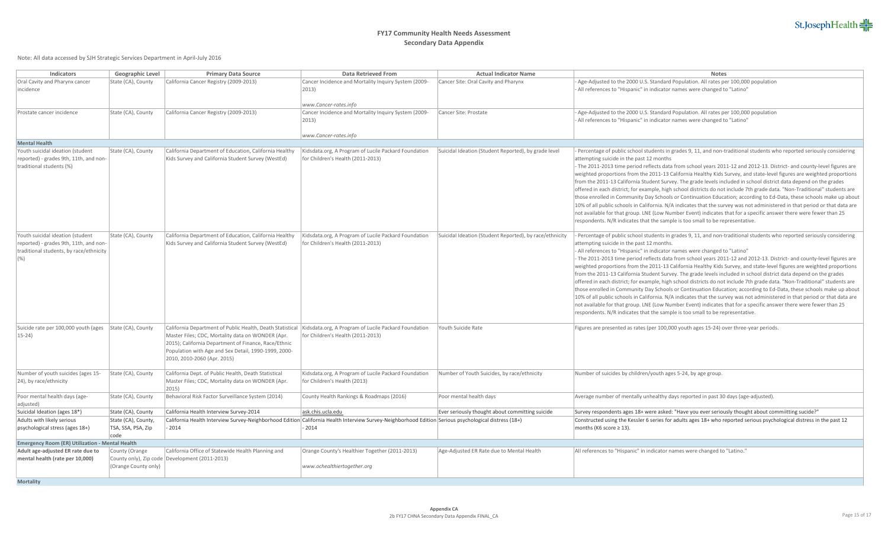# FY17 Community Health Needs Assessment
## Secondary Data Appendix

Note: All data accessed by SJH Strategic Services Department in April-July 2016

| Indicators | Geographic Level | Primary Data Source | Data Retrieved From | Actual Indicator Name | Notes |
|---|---|---|---|---|---|
| Oral Cavity and Pharynx cancer incidence | State (CA), County | California Cancer Registry (2009-2013) | Cancer Incidence and Mortality Inquiry System (2009-2013) *www.Cancer-rates.info* | Cancer Site: Oral Cavity and Pharynx | - Age-Adjusted to the 2000 U.S. Standard Population. All rates per 100,000 population - All references to "Hispanic" in indicator names were changed to "Latino" |
| Prostate cancer incidence | State (CA), County | California Cancer Registry (2009-2013) | Cancer Incidence and Mortality Inquiry System (2009-2013) *www.Cancer-rates.info* | Cancer Site: Prostate | - Age-Adjusted to the 2000 U.S. Standard Population. All rates per 100,000 population - All references to "Hispanic" in indicator names were changed to "Latino" |
| **Mental Health** | | | | | |
| Youth suicidal ideation (student reported) - grades 9th, 11th, and non-traditional students (%) | State (CA), County | California Department of Education, California Healthy Kids Survey and California Student Survey (WestEd) | Kidsdata.org, A Program of Lucile Packard Foundation for Children's Health (2011-2013) | Suicidal Ideation (Student Reported), by grade level | - Percentage of public school students in grades 9, 11, and non-traditional students who reported seriously considering attempting suicide in the past 12 months - The 2011-2013 time period reflects data from school years 2011-12 and 2012-13. District- and county-level figures are weighted proportions from the 2011-13 California Healthy Kids Survey, and state-level figures are weighted proportions from the 2011-13 California Student Survey. The grade levels included in school district data depend on the grades offered in each district; for example, high school districts do not include 7th grade data. "Non-Traditional" students are those enrolled in Community Day Schools or Continuation Education; according to Ed-Data, these schools make up about 10% of all public schools in California. N/A indicates that the survey was not administered in that period or that data are not available for that group. LNE (Low Number Event) indicates that for a specific answer there were fewer than 25 respondents. N/R indicates that the sample is too small to be representative. |
| Youth suicidal ideation (student reported) - grades 9th, 11th, and non-traditional students, by race/ethnicity (%) | State (CA), County | California Department of Education, California Healthy Kids Survey and California Student Survey (WestEd) | Kidsdata.org, A Program of Lucile Packard Foundation for Children's Health (2011-2013) | Suicidal Ideation (Student Reported), by race/ethnicity | - Percentage of public school students in grades 9, 11, and non-traditional students who reported seriously considering attempting suicide in the past 12 months. - All references to "Hispanic" in indicator names were changed to "Latino" - The 2011-2013 time period reflects data from school years 2011-12 and 2012-13. District- and county-level figures are weighted proportions from the 2011-13 California Healthy Kids Survey, and state-level figures are weighted proportions from the 2011-13 California Student Survey. The grade levels included in school district data depend on the grades offered in each district; for example, high school districts do not include 7th grade data. "Non-Traditional" students are those enrolled in Community Day Schools or Continuation Education; according to Ed-Data, these schools make up about 10% of all public schools in California. N/A indicates that the survey was not administered in that period or that data are not available for that group. LNE (Low Number Event) indicates that for a specific answer there were fewer than 25 respondents. N/R indicates that the sample is too small to be representative. |
| Suicide rate per 100,000 youth (ages 15-24) | State (CA), County | California Department of Public Health, Death Statistical Master Files; CDC, Mortality data on WONDER (Apr. 2015); California Department of Finance, Race/Ethnic Population with Age and Sex Detail, 1990-1999, 2000-2010, 2010-2060 (Apr. 2015) | Kidsdata.org, A Program of Lucile Packard Foundation for Children's Health (2011-2013) | Youth Suicide Rate | Figures are presented as rates (per 100,000 youth ages 15-24) over three-year periods. |
| Number of youth suicides (ages 15-24), by race/ethnicity | State (CA), County | California Dept. of Public Health, Death Statistical Master Files; CDC, Mortality data on WONDER (Apr. 2015) | Kidsdata.org, A Program of Lucile Packard Foundation for Children's Health (2013) | Number of Youth Suicides, by race/ethnicity | Number of suicides by children/youth ages 5-24, by age group. |
| Poor mental health days (age-adjusted) | State (CA), County | Behavioral Risk Factor Surveillance System (2014) | County Health Rankings & Roadmaps (2016) | Poor mental health days | Average number of mentally unhealthy days reported in past 30 days (age-adjusted). |
| Suicidal Ideation (ages 18*) | State (CA), County | California Health Interview Survey-2014 | ask.chis.ucla.edu | Ever seriously thought about committing suicide | Survey respondents ages 18+ were asked: "Have you ever seriously thought about commiitting sucide?" |
| Adults with likely serious psychological stress (ages 18+) | State (CA), County, TSA, SSA, PSA, Zip code | California Health Interview Survey-Neighborhood Edition - 2014 | California Health Interview Survey-Neighborhood Edition - 2014 | Serious psychological distress (18+) | Constructed using the Kessler 6 series for adults ages 18+ who reported serious psychological distress in the past 12 months (K6 score ≥ 13). |
| **Emergency Room (ER) Utilization - Mental Health** | | | | | |
| **Adult age-adjusted ER rate due to mental health (rate per 10,000)** | County (Orange County only), Zip code (Orange County only) | California Office of Statewide Health Planning and Development (2011-2013) | Orange County's Healthier Together (2011-2013) *www.ochealthiertogether.org* | Age-Adjusted ER Rate due to Mental Health | All references to "Hispanic" in indicator names were changed to "Latino." |
| **Mortality** | | | | | |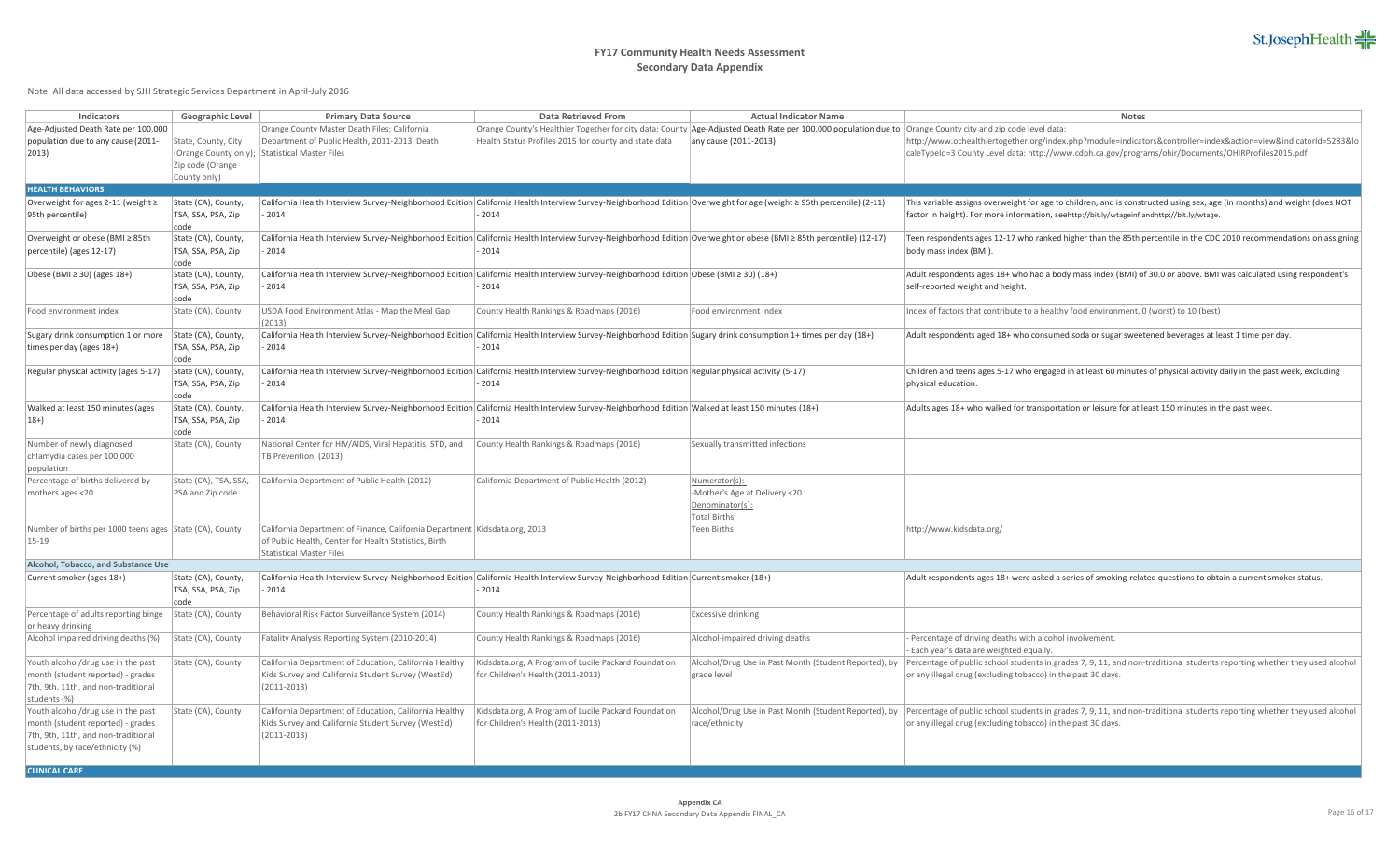# FY17 Community Health Needs Assessment
## Secondary Data Appendix

Note: All data accessed by SJH Strategic Services Department in April-July 2016

| Indicators | Geographic Level | Primary Data Source | Data Retrieved From | Actual Indicator Name | Notes |
|---|---|---|---|---|---|
| Age-Adjusted Death Rate per 100,000 population due to any cause (2011-2013) | State, County, City (Orange County only); Zip code (Orange County only) | Orange County Master Death Files; California Department of Public Health, 2011-2013, Death Statistical Master Files | Orange County's Healthier Together for city data; County Health Status Profiles 2015 for county and state data | Age-Adjusted Death Rate per 100,000 population due to any cause (2011-2013) | Orange County city and zip code level data: http://www.ochealthiertogether.org/index.php?module=indicators&controller=index&action=view&indicatorId=5283&localeTypeId=3 County Level data: http://www.cdph.ca.gov/programs/ohir/Documents/OHIRProfiles2015.pdf |
| **HEALTH BEHAVIORS** | | | | | |
| Overweight for ages 2-11 (weight ≥ 95th percentile) | State (CA), County, TSA, SSA, PSA, Zip code | California Health Interview Survey-Neighborhood Edition - 2014 | California Health Interview Survey-Neighborhood Edition - 2014 | Overweight for age (weight ≥ 95th percentile) (2-11) | This variable assigns overweight for age to children, and is constructed using sex, age (in months) and weight (does NOT factor in height). For more information, seehttp://bit.ly/wtageinf andhttp://bit.ly/wtage. |
| Overweight or obese (BMI ≥ 85th percentile) (ages 12-17) | State (CA), County, TSA, SSA, PSA, Zip code | California Health Interview Survey-Neighborhood Edition - 2014 | California Health Interview Survey-Neighborhood Edition - 2014 | Overweight or obese (BMI ≥ 85th percentile) (12-17) | Teen respondents ages 12-17 who ranked higher than the 85th percentile in the CDC 2010 recommendations on assigning body mass index (BMI). |
| Obese (BMI ≥ 30) (ages 18+) | State (CA), County, TSA, SSA, PSA, Zip code | California Health Interview Survey-Neighborhood Edition - 2014 | California Health Interview Survey-Neighborhood Edition - 2014 | Obese (BMI ≥ 30) (18+) | Adult respondents ages 18+ who had a body mass index (BMI) of 30.0 or above. BMI was calculated using respondent's self-reported weight and height. |
| Food environment index | State (CA), County | USDA Food Environment Atlas - Map the Meal Gap (2013) | County Health Rankings & Roadmaps (2016) | Food environment index | Index of factors that contribute to a healthy food environment, 0 (worst) to 10 (best) |
| Sugary drink consumption 1 or more times per day (ages 18+) | State (CA), County, TSA, SSA, PSA, Zip code | California Health Interview Survey-Neighborhood Edition - 2014 | California Health Interview Survey-Neighborhood Edition - 2014 | Sugary drink consumption 1+ times per day (18+) | Adult respondents aged 18+ who consumed soda or sugar sweetened beverages at least 1 time per day. |
| Regular physical activity (ages 5-17) | State (CA), County, TSA, SSA, PSA, Zip code | California Health Interview Survey-Neighborhood Edition - 2014 | California Health Interview Survey-Neighborhood Edition - 2014 | Regular physical activity (5-17) | Children and teens ages 5-17 who engaged in at least 60 minutes of physical activity daily in the past week, excluding physical education. |
| Walked at least 150 minutes (ages 18+) | State (CA), County, TSA, SSA, PSA, Zip code | California Health Interview Survey-Neighborhood Edition - 2014 | California Health Interview Survey-Neighborhood Edition - 2014 | Walked at least 150 minutes (18+) | Adults ages 18+ who walked for transportation or leisure for at least 150 minutes in the past week. |
| Number of newly diagnosed chlamydia cases per 100,000 population | State (CA), County | National Center for HIV/AIDS, Viral Hepatitis, STD, and TB Prevention, (2013) | County Health Rankings & Roadmaps (2016) | Sexually transmitted infections | |
| Percentage of births delivered by mothers ages <20 | State (CA), TSA, SSA, PSA and Zip code | California Department of Public Health (2012) | California Department of Public Health (2012) | Numerator(s): -Mother's Age at Delivery <20 Denominator(s): Total Births | |
| Number of births per 1000 teens ages 15-19 | State (CA), County | California Department of Finance, California Department of Public Health, Center for Health Statistics, Birth Statistical Master Files | Kidsdata.org, 2013 | Teen Births | http://www.kidsdata.org/ |
| **Alcohol, Tobacco, and Substance Use** | | | | | |
| Current smoker (ages 18+) | State (CA), County, TSA, SSA, PSA, Zip code | California Health Interview Survey-Neighborhood Edition - 2014 | California Health Interview Survey-Neighborhood Edition - 2014 | Current smoker (18+) | Adult respondents ages 18+ were asked a series of smoking-related questions to obtain a current smoker status. |
| Percentage of adults reporting binge or heavy drinking | State (CA), County | Behavioral Risk Factor Surveillance System (2014) | County Health Rankings & Roadmaps (2016) | Excessive drinking | |
| Alcohol impaired driving deaths (%) | State (CA), County | Fatality Analysis Reporting System (2010-2014) | County Health Rankings & Roadmaps (2016) | Alcohol-impaired driving deaths | - Percentage of driving deaths with alcohol involvement. - Each year's data are weighted equally. |
| Youth alcohol/drug use in the past month (student reported) - grades 7th, 9th, 11th, and non-traditional students (%) | State (CA), County | California Department of Education, California Healthy Kids Survey and California Student Survey (WestEd) (2011-2013) | Kidsdata.org, A Program of Lucile Packard Foundation for Children's Health (2011-2013) | Alcohol/Drug Use in Past Month (Student Reported), by grade level | Percentage of public school students in grades 7, 9, 11, and non-traditional students reporting whether they used alcohol or any illegal drug (excluding tobacco) in the past 30 days. |
| Youth alcohol/drug use in the past month (student reported) - grades 7th, 9th, 11th, and non-traditional students, by race/ethnicity (%) | State (CA), County | California Department of Education, California Healthy Kids Survey and California Student Survey (WestEd) (2011-2013) | Kidsdata.org, A Program of Lucile Packard Foundation for Children's Health (2011-2013) | Alcohol/Drug Use in Past Month (Student Reported), by race/ethnicity | Percentage of public school students in grades 7, 9, 11, and non-traditional students reporting whether they used alcohol or any illegal drug (excluding tobacco) in the past 30 days. |
| **CLINICAL CARE** | | | | | |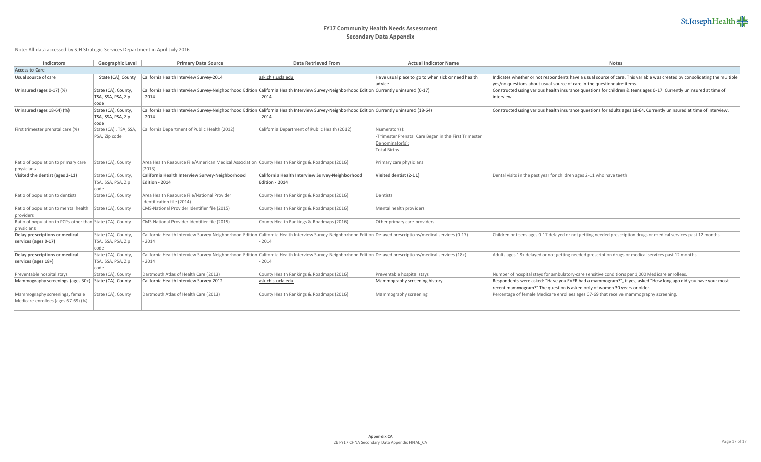# FY17 Community Health Needs Assessment
## Secondary Data Appendix

Note: All data accessed by SJH Strategic Services Department in April-July 2016

| Indicators | Geographic Level | Primary Data Source | Data Retrieved From | Actual Indicator Name | Notes |
|---|---|---|---|---|---|
| **Access to Care** | | | | | |
| Usual source of care | State (CA), County | California Health Interview Survey-2014 | ask.chis.ucla.edu | Have usual place to go to when sick or need health advice | Indicates whether or not respondents have a usual source of care. This variable was created by consolidating the multiple yes/no questions about usual source of care in the questionnaire items. |
| Uninsured (ages 0-17) (%) | State (CA), County, TSA, SSA, PSA, Zip code | California Health Interview Survey-Neighborhood Edition - 2014 | California Health Interview Survey-Neighborhood Edition - 2014 | Currently uninsured (0-17) | Constructed using various health insurance questions for children & teens ages 0-17. Currently uninsured at time of interview. |
| Uninsured (ages 18-64) (%) | State (CA), County, TSA, SSA, PSA, Zip code | California Health Interview Survey-Neighborhood Edition - 2014 | California Health Interview Survey-Neighborhood Edition - 2014 | Currently uninsured (18-64) | Constructed using various health insurance questions for adults ages 18-64. Currently uninsured at time of interview. |
| First trimester prenatal care (%) | State (CA) , TSA, SSA, PSA, Zip code | California Department of Public Health (2012) | California Department of Public Health (2012) | Numerator(s): -Trimester Prenatal Care Began in the First Trimester Denominator(s): Total Births | |
| Ratio of population to primary care physicians | State (CA), County | Area Health Resource File/American Medical Association (2013) | County Health Rankings & Roadmaps (2016) | Primary care physicians | |
| **Visited the dentist (ages 2-11)** | State (CA), County, TSA, SSA, PSA, Zip code | **California Health Interview Survey-Neighborhood Edition - 2014** | **California Health Interview Survey-Neighborhood Edition - 2014** | **Visited dentist (2-11)** | Dental visits in the past year for children ages 2-11 who have teeth |
| Ratio of population to dentists | State (CA), County | Area Health Resource File/National Provider Identification file (2014) | County Health Rankings & Roadmaps (2016) | Dentists | |
| Ratio of population to mental health providers | State (CA), County | CMS-National Provider Identifier file (2015) | County Health Rankings & Roadmaps (2016) | Mental health providers | |
| Ratio of population to PCPs other than physicians | State (CA), County | CMS-National Provider Identifier file (2015) | County Health Rankings & Roadmaps (2016) | Other primary care providers | |
| **Delay prescriptions or medical services (ages 0-17)** | State (CA), County, TSA, SSA, PSA, Zip code | California Health Interview Survey-Neighborhood Edition - 2014 | California Health Interview Survey-Neighborhood Edition - 2014 | Delayed prescriptions/medical services (0-17) | Children or teens ages 0-17 delayed or not getting needed prescription drugs or medical services past 12 months. |
| **Delay prescriptions or medical services (ages 18+)** | State (CA), County, TSA, SSA, PSA, Zip code | California Health Interview Survey-Neighborhood Edition - 2014 | California Health Interview Survey-Neighborhood Edition - 2014 | Delayed prescriptions/medical services (18+) | Adults ages 18+ delayed or not getting needed prescription drugs or medical services past 12 months. |
| Preventable hospital stays | State (CA), County | Dartmouth Atlas of Health Care (2013) | County Health Rankings & Roadmaps (2016) | Preventable hospital stays | Number of hospital stays for ambulatory-care sensitive conditions per 1,000 Medicare enrollees. |
| Mammography screenings (ages 30+) | State (CA), County | California Health Interview Survey-2012 | ask.chis.ucla.edu | Mammography screening history | Respondents were asked: "Have you EVER had a mammogram?", if yes, asked "How long ago did you have your most recent mammogram?" The question is asked only of women 30 years or older. |
| Mammography screenings, female Medicare enrollees (ages 67-69) (%) | State (CA), County | Dartmouth Atlas of Health Care (2013) | County Health Rankings & Roadmaps (2016) | Mammography screening | Percentage of female Medicare enrollees ages 67-69 that receive mammography screening. |